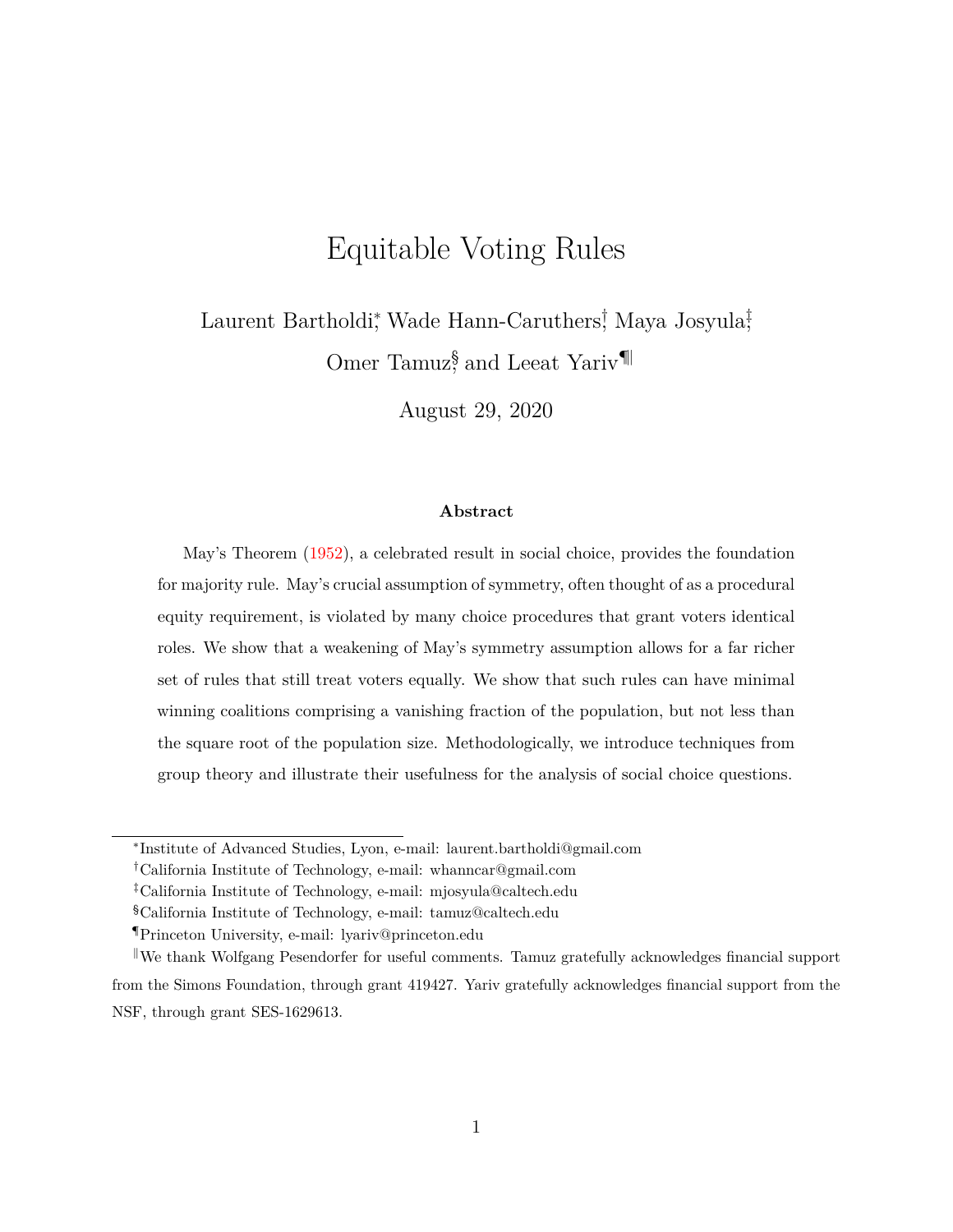# Equitable Voting Rules

Laurent Bartholdi[*], Wade Hann-Caruthers[†], Maya Josyula[‡], Omer Tamuz[§], and Leeat Yariv[¶][‖]

August 29, 2020

### Abstract

May's Theorem (1952), a celebrated result in social choice, provides the foundation for majority rule. May's crucial assumption of symmetry, often thought of as a procedural equity requirement, is violated by many choice procedures that grant voters identical roles. We show that a weakening of May's symmetry assumption allows for a far richer set of rules that still treat voters equally. We show that such rules can have minimal winning coalitions comprising a vanishing fraction of the population, but not less than the square root of the population size. Methodologically, we introduce techniques from group theory and illustrate their usefulness for the analysis of social choice questions.

---

[*] Institute of Advanced Studies, Lyon, e-mail: laurent.bartholdi@gmail.com

[†] California Institute of Technology, e-mail: whanncar@gmail.com

[‡] California Institute of Technology, e-mail: mjosyula@caltech.edu

[§] California Institute of Technology, e-mail: tamuz@caltech.edu

[¶] Princeton University, e-mail: lyariv@princeton.edu

[‖] We thank Wolfgang Pesendorfer for useful comments. Tamuz gratefully acknowledges financial support from the Simons Foundation, through grant 419427. Yariv gratefully acknowledges financial support from the NSF, through grant SES-1629613.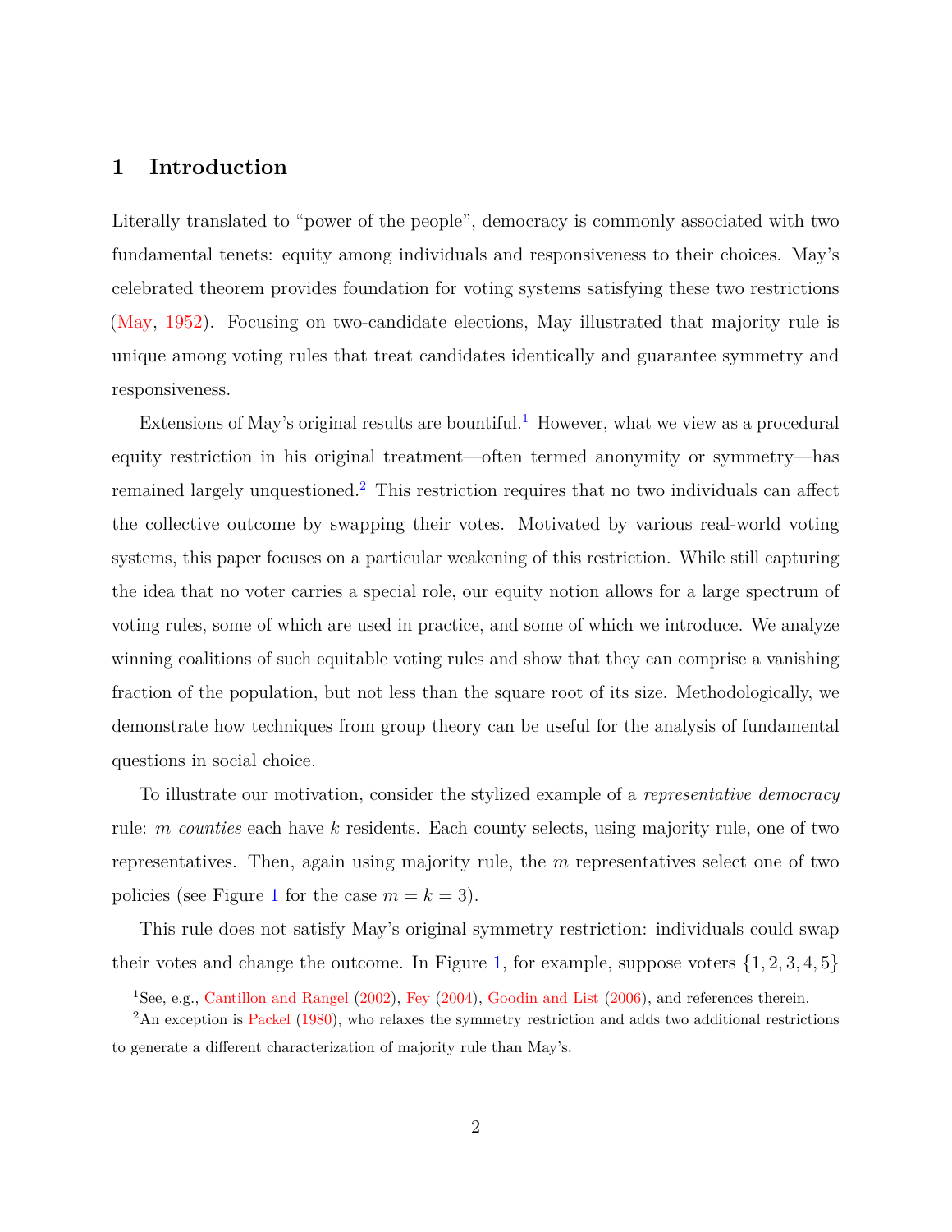## 1 Introduction

Literally translated to "power of the people", democracy is commonly associated with two fundamental tenets: equity among individuals and responsiveness to their choices. May's celebrated theorem provides foundation for voting systems satisfying these two restrictions (May, 1952). Focusing on two-candidate elections, May illustrated that majority rule is unique among voting rules that treat candidates identically and guarantee symmetry and responsiveness.

Extensions of May's original results are bountiful.[1] However, what we view as a procedural equity restriction in his original treatment—often termed anonymity or symmetry—has remained largely unquestioned.[2] This restriction requires that no two individuals can affect the collective outcome by swapping their votes. Motivated by various real-world voting systems, this paper focuses on a particular weakening of this restriction. While still capturing the idea that no voter carries a special role, our equity notion allows for a large spectrum of voting rules, some of which are used in practice, and some of which we introduce. We analyze winning coalitions of such equitable voting rules and show that they can comprise a vanishing fraction of the population, but not less than the square root of its size. Methodologically, we demonstrate how techniques from group theory can be useful for the analysis of fundamental questions in social choice.

To illustrate our motivation, consider the stylized example of a *representative democracy* rule: $m$ *counties* each have $k$ residents. Each county selects, using majority rule, one of two representatives. Then, again using majority rule, the $m$ representatives select one of two policies (see Figure 1 for the case $m = k = 3$).

This rule does not satisfy May's original symmetry restriction: individuals could swap their votes and change the outcome. In Figure 1, for example, suppose voters $\{1, 2, 3, 4, 5\}$

[1] See, e.g., Cantillon and Rangel (2002), Fey (2004), Goodin and List (2006), and references therein.

[2] An exception is Packel (1980), who relaxes the symmetry restriction and adds two additional restrictions to generate a different characterization of majority rule than May's.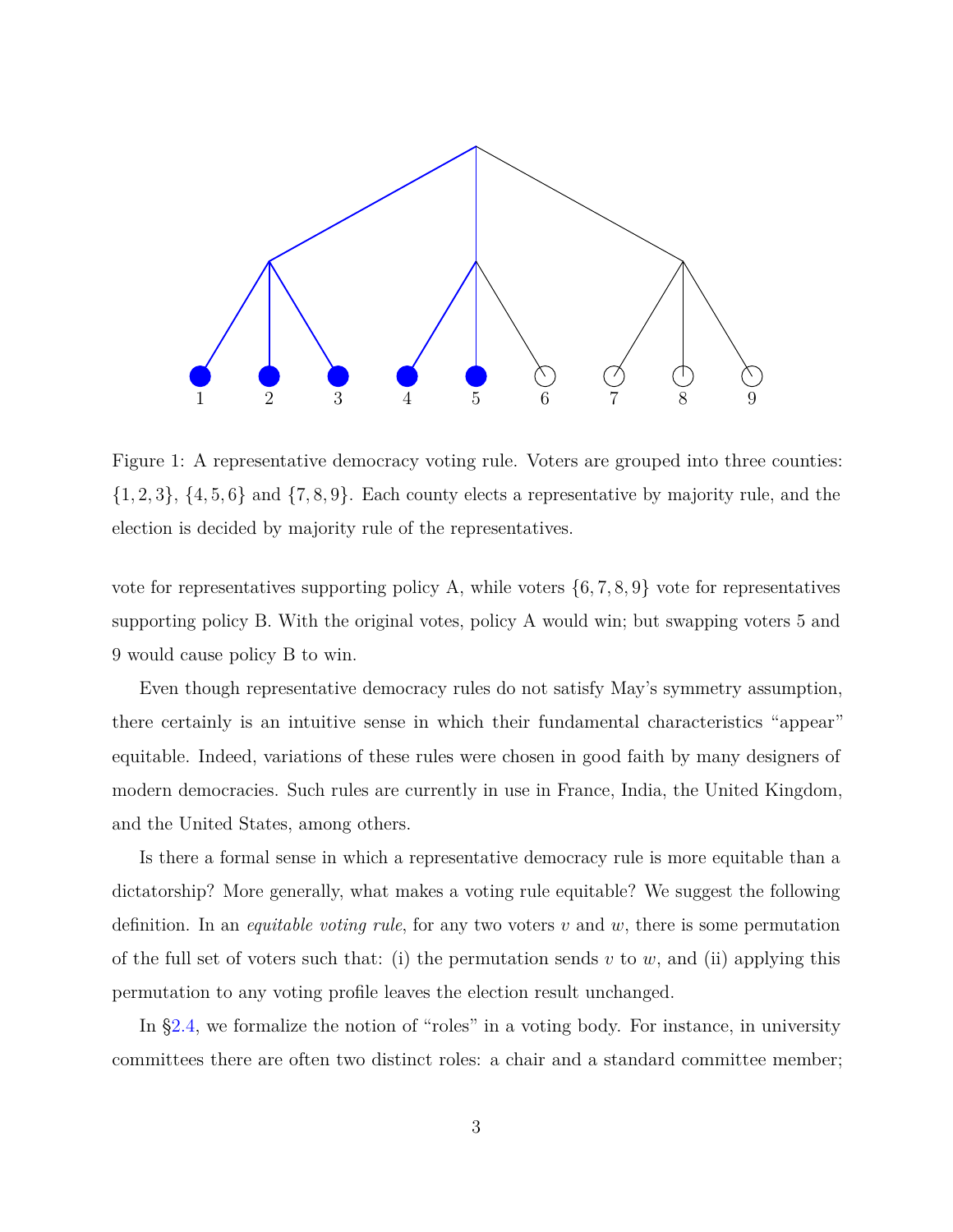Figure 1: A representative democracy voting rule. Voters are grouped into three counties: $\{1, 2, 3\}$, $\{4, 5, 6\}$ and $\{7, 8, 9\}$. Each county elects a representative by majority rule, and the election is decided by majority rule of the representatives.

vote for representatives supporting policy A, while voters $\{6, 7, 8, 9\}$ vote for representatives supporting policy B. With the original votes, policy A would win; but swapping voters 5 and 9 would cause policy B to win.

Even though representative democracy rules do not satisfy May's symmetry assumption, there certainly is an intuitive sense in which their fundamental characteristics "appear" equitable. Indeed, variations of these rules were chosen in good faith by many designers of modern democracies. Such rules are currently in use in France, India, the United Kingdom, and the United States, among others.

Is there a formal sense in which a representative democracy rule is more equitable than a dictatorship? More generally, what makes a voting rule equitable? We suggest the following definition. In an *equitable voting rule*, for any two voters $v$ and $w$, there is some permutation of the full set of voters such that: (i) the permutation sends $v$ to $w$, and (ii) applying this permutation to any voting profile leaves the election result unchanged.

In §2.4, we formalize the notion of "roles" in a voting body. For instance, in university committees there are often two distinct roles: a chair and a standard committee member;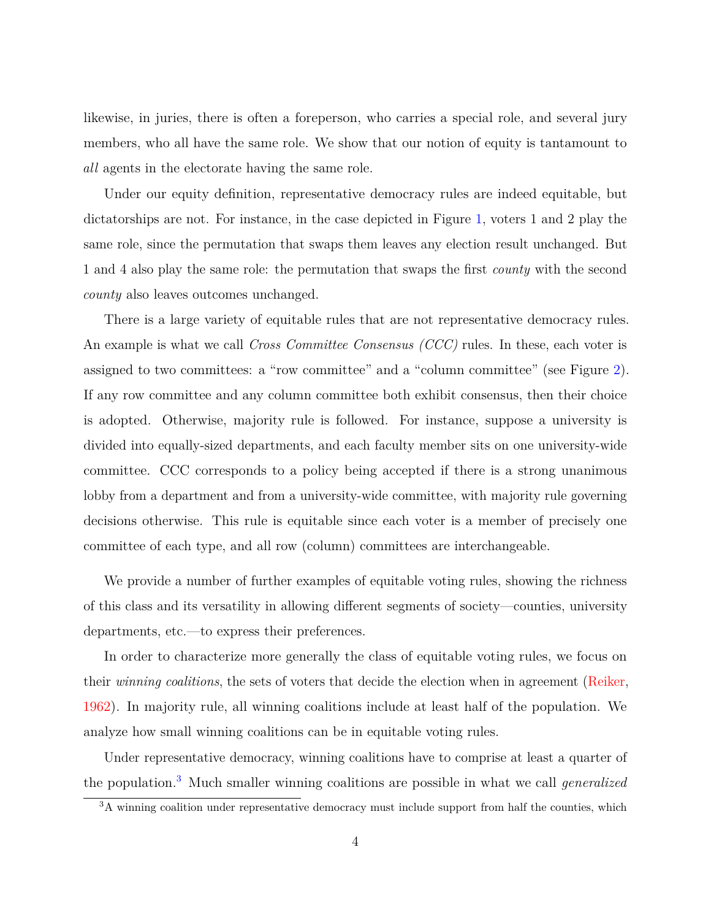likewise, in juries, there is often a foreperson, who carries a special role, and several jury members, who all have the same role. We show that our notion of equity is tantamount to *all* agents in the electorate having the same role.

Under our equity definition, representative democracy rules are indeed equitable, but dictatorships are not. For instance, in the case depicted in Figure 1, voters 1 and 2 play the same role, since the permutation that swaps them leaves any election result unchanged. But 1 and 4 also play the same role: the permutation that swaps the first *county* with the second *county* also leaves outcomes unchanged.

There is a large variety of equitable rules that are not representative democracy rules. An example is what we call *Cross Committee Consensus (CCC)* rules. In these, each voter is assigned to two committees: a "row committee" and a "column committee" (see Figure 2). If any row committee and any column committee both exhibit consensus, then their choice is adopted. Otherwise, majority rule is followed. For instance, suppose a university is divided into equally-sized departments, and each faculty member sits on one university-wide committee. CCC corresponds to a policy being accepted if there is a strong unanimous lobby from a department and from a university-wide committee, with majority rule governing decisions otherwise. This rule is equitable since each voter is a member of precisely one committee of each type, and all row (column) committees are interchangeable.

We provide a number of further examples of equitable voting rules, showing the richness of this class and its versatility in allowing different segments of society—counties, university departments, etc.—to express their preferences.

In order to characterize more generally the class of equitable voting rules, we focus on their *winning coalitions*, the sets of voters that decide the election when in agreement (Reiker, 1962). In majority rule, all winning coalitions include at least half of the population. We analyze how small winning coalitions can be in equitable voting rules.

Under representative democracy, winning coalitions have to comprise at least a quarter of the population.[3] Much smaller winning coalitions are possible in what we call *generalized*

[3]A winning coalition under representative democracy must include support from half the counties, which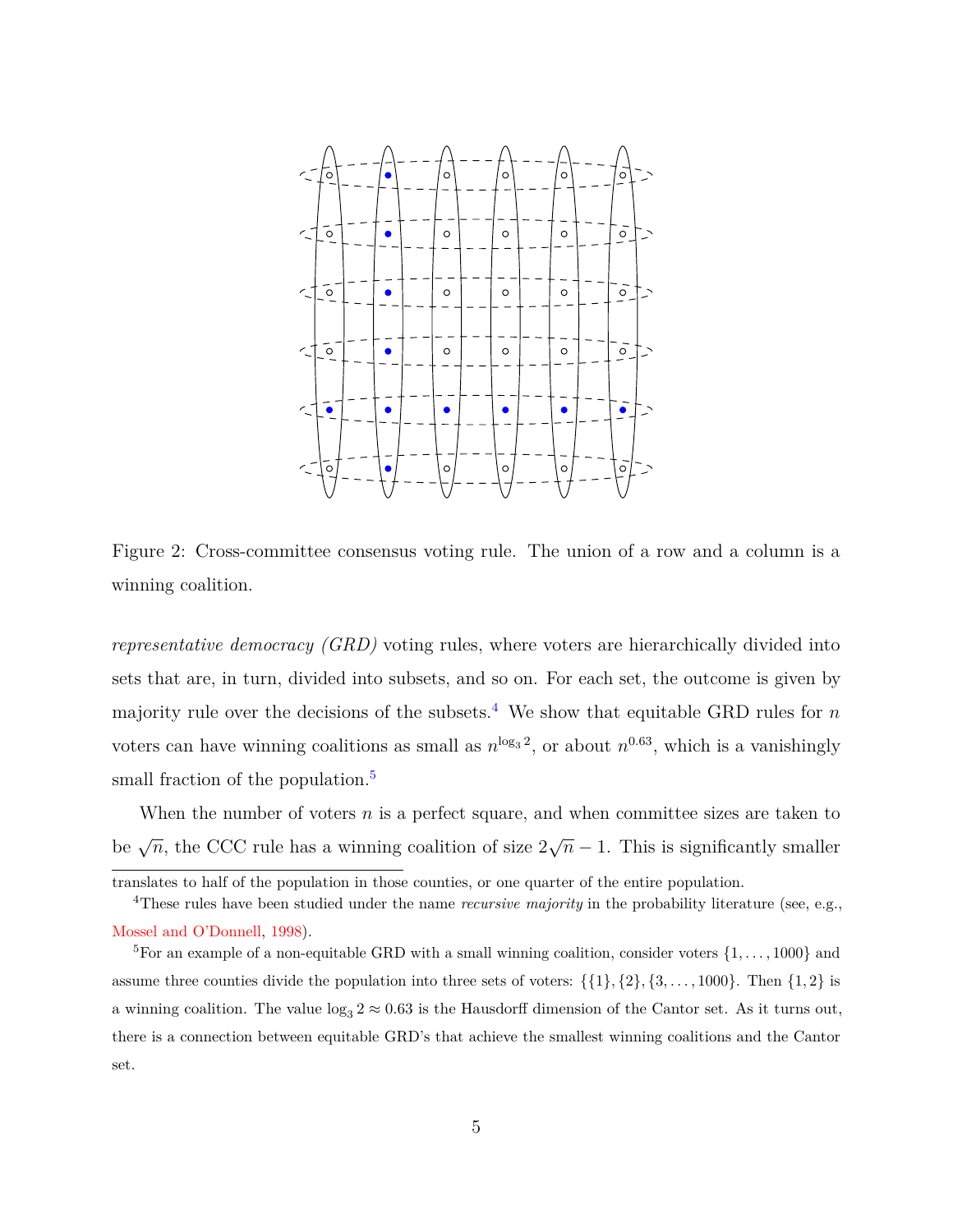Figure 2: Cross-committee consensus voting rule. The union of a row and a column is a winning coalition.

*representative democracy (GRD)* voting rules, where voters are hierarchically divided into sets that are, in turn, divided into subsets, and so on. For each set, the outcome is given by majority rule over the decisions of the subsets.[4] We show that equitable GRD rules for $n$ voters can have winning coalitions as small as $n^{\log_3 2}$, or about $n^{0.63}$, which is a vanishingly small fraction of the population.[5]

When the number of voters $n$ is a perfect square, and when committee sizes are taken to be $\sqrt{n}$, the CCC rule has a winning coalition of size $2\sqrt{n} - 1$. This is significantly smaller

---

translates to half of the population in those counties, or one quarter of the entire population.

[4]These rules have been studied under the name *recursive majority* in the probability literature (see, e.g., Mossel and O'Donnell, 1998).

[5]For an example of a non-equitable GRD with a small winning coalition, consider voters $\{1, \ldots, 1000\}$ and assume three counties divide the population into three sets of voters: $\{\{1\}, \{2\}, \{3, \ldots, 1000\}$. Then $\{1, 2\}$ is a winning coalition. The value $\log_3 2 \approx 0.63$ is the Hausdorff dimension of the Cantor set. As it turns out, there is a connection between equitable GRD's that achieve the smallest winning coalitions and the Cantor set.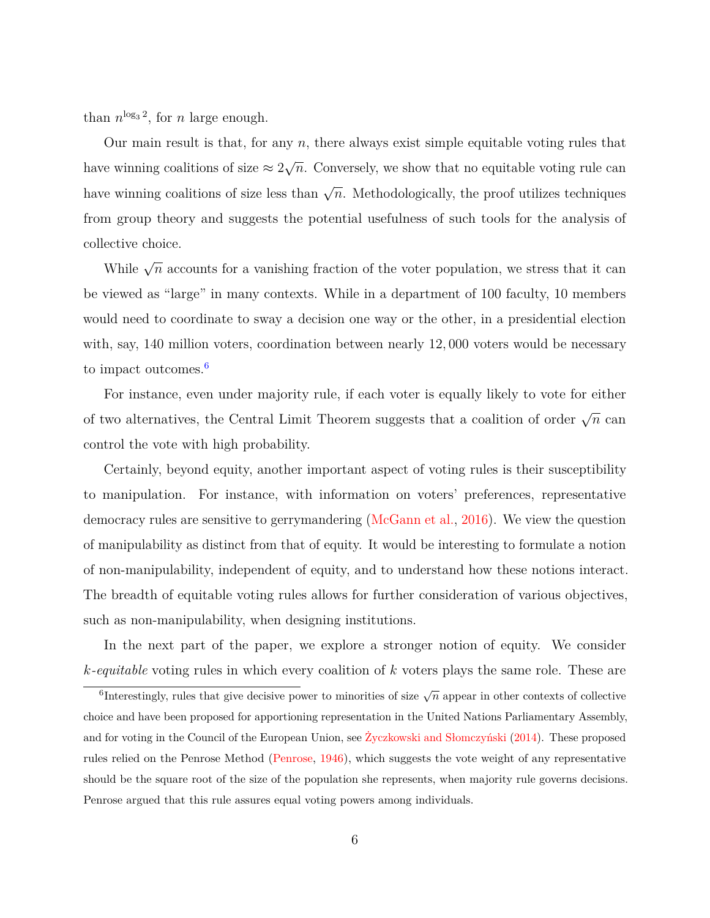than $n^{\log_3 2}$, for $n$ large enough.

Our main result is that, for any $n$, there always exist simple equitable voting rules that have winning coalitions of size $\approx 2\sqrt{n}$. Conversely, we show that no equitable voting rule can have winning coalitions of size less than $\sqrt{n}$. Methodologically, the proof utilizes techniques from group theory and suggests the potential usefulness of such tools for the analysis of collective choice.

While $\sqrt{n}$ accounts for a vanishing fraction of the voter population, we stress that it can be viewed as "large" in many contexts. While in a department of 100 faculty, 10 members would need to coordinate to sway a decision one way or the other, in a presidential election with, say, 140 million voters, coordination between nearly $12,000$ voters would be necessary to impact outcomes.[6]

For instance, even under majority rule, if each voter is equally likely to vote for either of two alternatives, the Central Limit Theorem suggests that a coalition of order $\sqrt{n}$ can control the vote with high probability.

Certainly, beyond equity, another important aspect of voting rules is their susceptibility to manipulation. For instance, with information on voters' preferences, representative democracy rules are sensitive to gerrymandering (McGann et al., 2016). We view the question of manipulability as distinct from that of equity. It would be interesting to formulate a notion of non-manipulability, independent of equity, and to understand how these notions interact. The breadth of equitable voting rules allows for further consideration of various objectives, such as non-manipulability, when designing institutions.

In the next part of the paper, we explore a stronger notion of equity. We consider *k-equitable* voting rules in which every coalition of $k$ voters plays the same role. These are

[6] Interestingly, rules that give decisive power to minorities of size $\sqrt{n}$ appear in other contexts of collective choice and have been proposed for apportioning representation in the United Nations Parliamentary Assembly, and for voting in the Council of the European Union, see Życzkowski and Słomczyński (2014). These proposed rules relied on the Penrose Method (Penrose, 1946), which suggests the vote weight of any representative should be the square root of the size of the population she represents, when majority rule governs decisions. Penrose argued that this rule assures equal voting powers among individuals.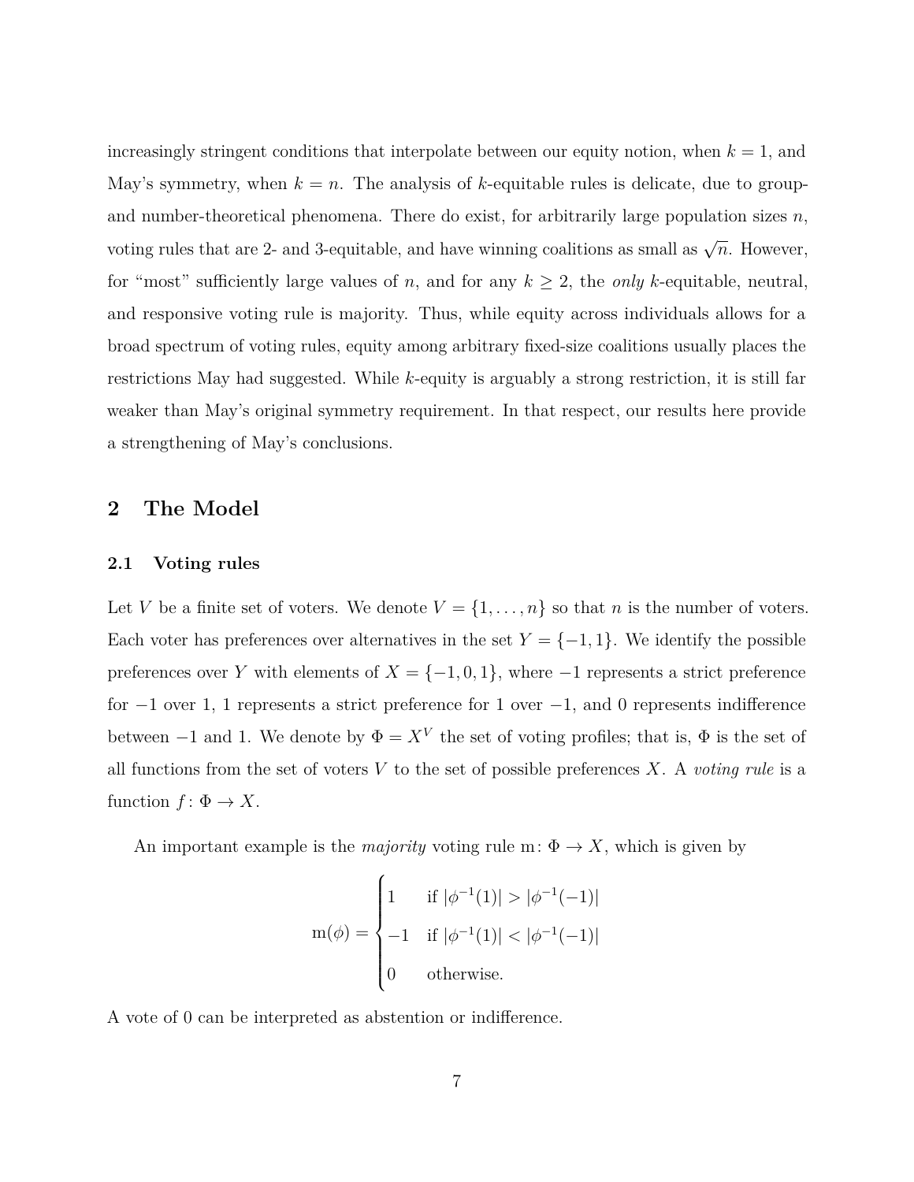increasingly stringent conditions that interpolate between our equity notion, when $k = 1$, and May's symmetry, when $k = n$. The analysis of $k$-equitable rules is delicate, due to group- and number-theoretical phenomena. There do exist, for arbitrarily large population sizes $n$, voting rules that are 2- and 3-equitable, and have winning coalitions as small as $\sqrt{n}$. However, for "most" sufficiently large values of $n$, and for any $k \geq 2$, the *only* $k$-equitable, neutral, and responsive voting rule is majority. Thus, while equity across individuals allows for a broad spectrum of voting rules, equity among arbitrary fixed-size coalitions usually places the restrictions May had suggested. While $k$-equity is arguably a strong restriction, it is still far weaker than May's original symmetry requirement. In that respect, our results here provide a strengthening of May's conclusions.

## 2 The Model

### 2.1 Voting rules

Let $V$ be a finite set of voters. We denote $V = \{1, \ldots, n\}$ so that $n$ is the number of voters. Each voter has preferences over alternatives in the set $Y = \{-1, 1\}$. We identify the possible preferences over $Y$ with elements of $X = \{-1, 0, 1\}$, where $-1$ represents a strict preference for $-1$ over 1, 1 represents a strict preference for 1 over $-1$, and 0 represents indifference between $-1$ and 1. We denote by $\Phi = X^V$ the set of voting profiles; that is, $\Phi$ is the set of all functions from the set of voters $V$ to the set of possible preferences $X$. A *voting rule* is a function $f \colon \Phi \to X$.

An important example is the *majority* voting rule $\mathrm{m} \colon \Phi \to X$, which is given by

$$\mathrm{m}(\phi) = \begin{cases} 1 & \text{if } |\phi^{-1}(1)| > |\phi^{-1}(-1)| \\ -1 & \text{if } |\phi^{-1}(1)| < |\phi^{-1}(-1)| \\ 0 & \text{otherwise.} \end{cases}$$

A vote of 0 can be interpreted as abstention or indifference.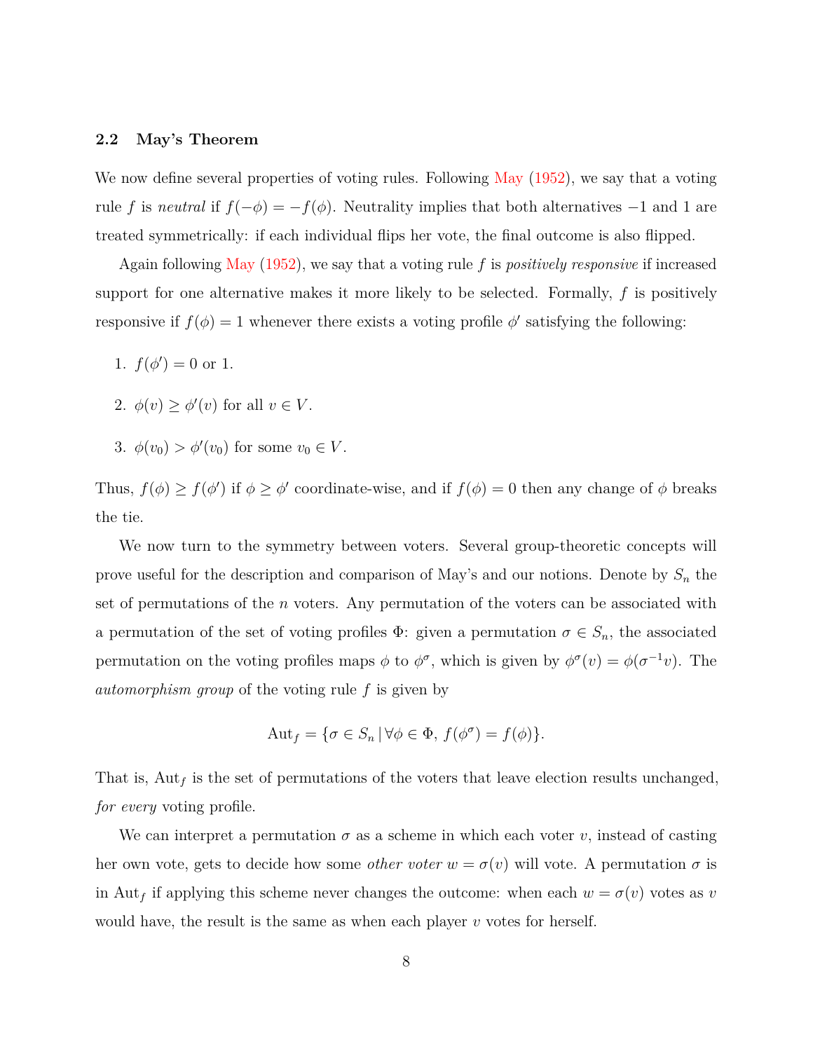### 2.2 May's Theorem

We now define several properties of voting rules. Following May (1952), we say that a voting rule $f$ is *neutral* if $f(-\phi) = -f(\phi)$. Neutrality implies that both alternatives $-1$ and $1$ are treated symmetrically: if each individual flips her vote, the final outcome is also flipped.

Again following May (1952), we say that a voting rule $f$ is *positively responsive* if increased support for one alternative makes it more likely to be selected. Formally, $f$ is positively responsive if $f(\phi) = 1$ whenever there exists a voting profile $\phi'$ satisfying the following:

1. $f(\phi') = 0$ or $1$.
2. $\phi(v) \geq \phi'(v)$ for all $v \in V$.
3. $\phi(v_0) > \phi'(v_0)$ for some $v_0 \in V$.

Thus, $f(\phi) \geq f(\phi')$ if $\phi \geq \phi'$ coordinate-wise, and if $f(\phi) = 0$ then any change of $\phi$ breaks the tie.

We now turn to the symmetry between voters. Several group-theoretic concepts will prove useful for the description and comparison of May's and our notions. Denote by $S_n$ the set of permutations of the $n$ voters. Any permutation of the voters can be associated with a permutation of the set of voting profiles $\Phi$: given a permutation $\sigma \in S_n$, the associated permutation on the voting profiles maps $\phi$ to $\phi^\sigma$, which is given by $\phi^\sigma(v) = \phi(\sigma^{-1}v)$. The *automorphism group* of the voting rule $f$ is given by

$$\mathrm{Aut}_f = \{\sigma \in S_n \,|\, \forall \phi \in \Phi,\, f(\phi^\sigma) = f(\phi)\}.$$

That is, $\mathrm{Aut}_f$ is the set of permutations of the voters that leave election results unchanged, *for every* voting profile.

We can interpret a permutation $\sigma$ as a scheme in which each voter $v$, instead of casting her own vote, gets to decide how some *other voter* $w = \sigma(v)$ will vote. A permutation $\sigma$ is in $\mathrm{Aut}_f$ if applying this scheme never changes the outcome: when each $w = \sigma(v)$ votes as $v$ would have, the result is the same as when each player $v$ votes for herself.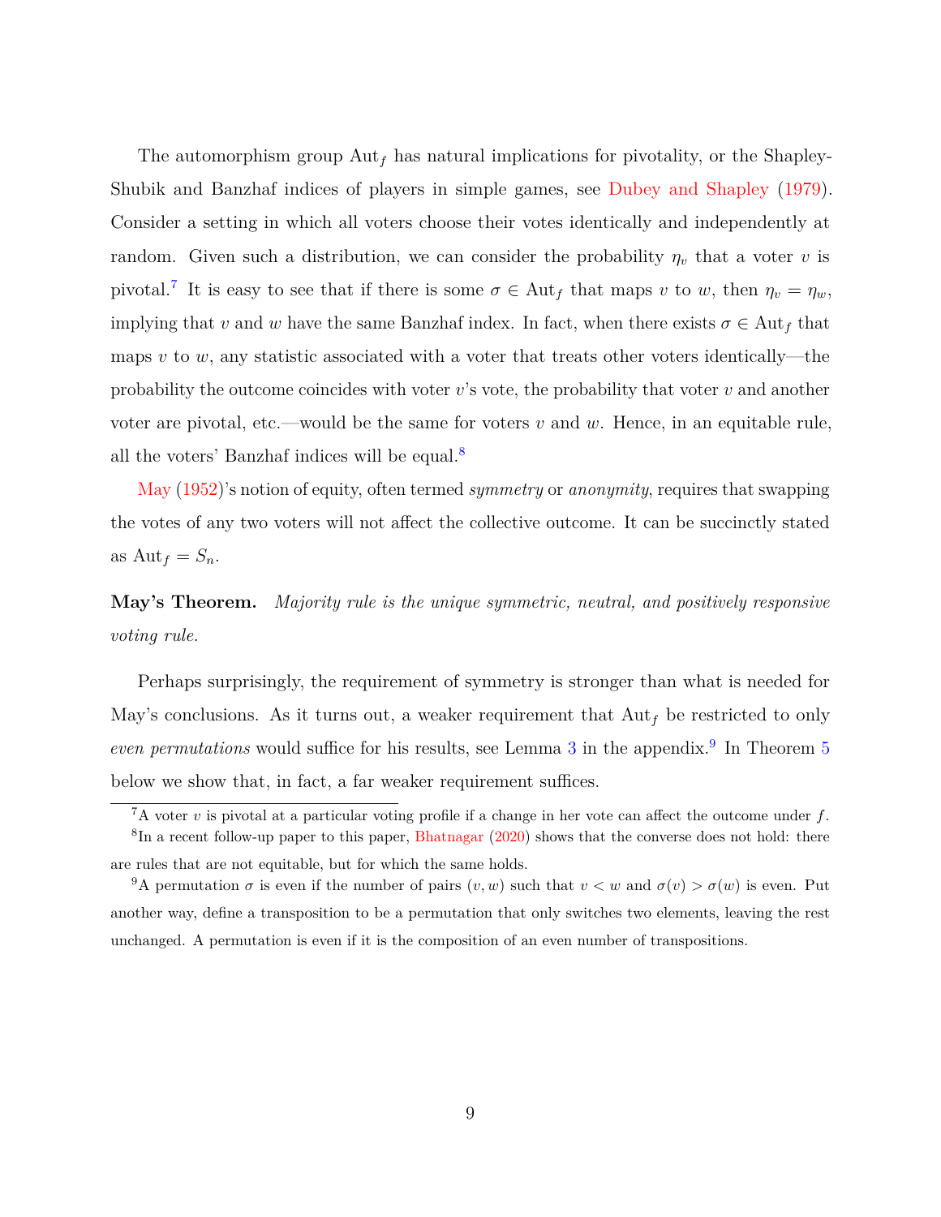The automorphism group $\mathrm{Aut}_f$ has natural implications for pivotality, or the Shapley-Shubik and Banzhaf indices of players in simple games, see Dubey and Shapley (1979). Consider a setting in which all voters choose their votes identically and independently at random. Given such a distribution, we can consider the probability $\eta_v$ that a voter $v$ is pivotal.[7] It is easy to see that if there is some $\sigma \in \mathrm{Aut}_f$ that maps $v$ to $w$, then $\eta_v = \eta_w$, implying that $v$ and $w$ have the same Banzhaf index. In fact, when there exists $\sigma \in \mathrm{Aut}_f$ that maps $v$ to $w$, any statistic associated with a voter that treats other voters identically—the probability the outcome coincides with voter $v$'s vote, the probability that voter $v$ and another voter are pivotal, etc.—would be the same for voters $v$ and $w$. Hence, in an equitable rule, all the voters' Banzhaf indices will be equal.[8]

May (1952)'s notion of equity, often termed *symmetry* or *anonymity*, requires that swapping the votes of any two voters will not affect the collective outcome. It can be succinctly stated as $\mathrm{Aut}_f = S_n$.

**May's Theorem.** *Majority rule is the unique symmetric, neutral, and positively responsive voting rule.*

Perhaps surprisingly, the requirement of symmetry is stronger than what is needed for May's conclusions. As it turns out, a weaker requirement that $\mathrm{Aut}_f$ be restricted to only *even permutations* would suffice for his results, see Lemma 3 in the appendix.[9] In Theorem 5 below we show that, in fact, a far weaker requirement suffices.

---

[7] A voter $v$ is pivotal at a particular voting profile if a change in her vote can affect the outcome under $f$.

[8] In a recent follow-up paper to this paper, Bhatnagar (2020) shows that the converse does not hold: there are rules that are not equitable, but for which the same holds.

[9] A permutation $\sigma$ is even if the number of pairs $(v, w)$ such that $v < w$ and $\sigma(v) > \sigma(w)$ is even. Put another way, define a transposition to be a permutation that only switches two elements, leaving the rest unchanged. A permutation is even if it is the composition of an even number of transpositions.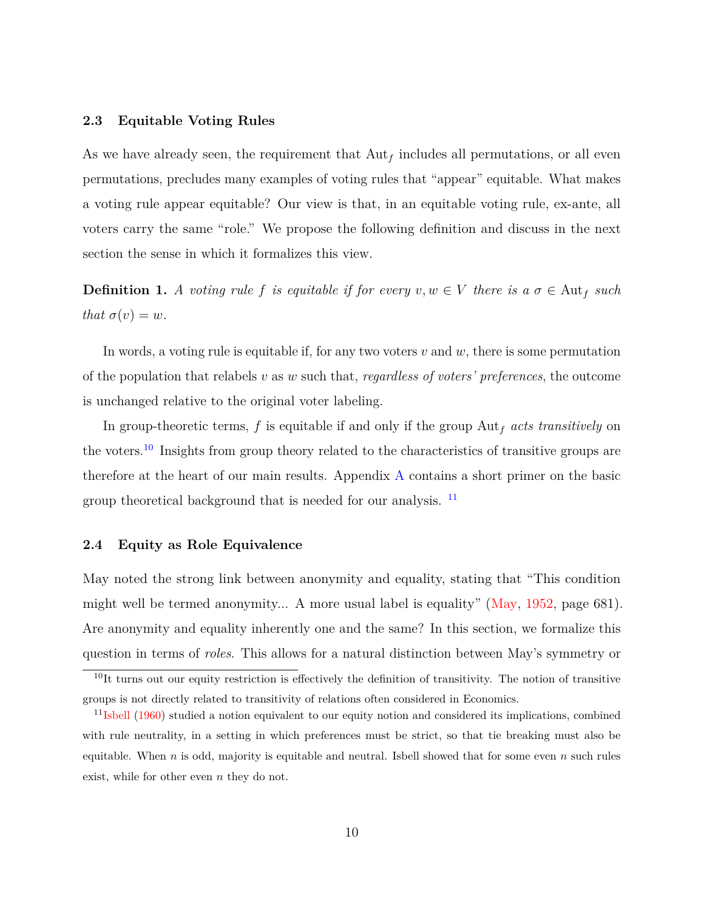### 2.3 Equitable Voting Rules

As we have already seen, the requirement that $\text{Aut}_f$ includes all permutations, or all even permutations, precludes many examples of voting rules that "appear" equitable. What makes a voting rule appear equitable? Our view is that, in an equitable voting rule, ex-ante, all voters carry the same "role." We propose the following definition and discuss in the next section the sense in which it formalizes this view.

**Definition 1.** *A voting rule $f$ is equitable if for every $v, w \in V$ there is a $\sigma \in \text{Aut}_f$ such that $\sigma(v) = w$.*

In words, a voting rule is equitable if, for any two voters $v$ and $w$, there is some permutation of the population that relabels $v$ as $w$ such that, *regardless of voters' preferences*, the outcome is unchanged relative to the original voter labeling.

In group-theoretic terms, $f$ is equitable if and only if the group $\text{Aut}_f$ *acts transitively* on the voters.[10] Insights from group theory related to the characteristics of transitive groups are therefore at the heart of our main results. Appendix A contains a short primer on the basic group theoretical background that is needed for our analysis. [11]

### 2.4 Equity as Role Equivalence

May noted the strong link between anonymity and equality, stating that "This condition might well be termed anonymity... A more usual label is equality" (May, 1952, page 681). Are anonymity and equality inherently one and the same? In this section, we formalize this question in terms of *roles*. This allows for a natural distinction between May's symmetry or

---

[10] It turns out our equity restriction is effectively the definition of transitivity. The notion of transitive groups is not directly related to transitivity of relations often considered in Economics.

[11] Isbell (1960) studied a notion equivalent to our equity notion and considered its implications, combined with rule neutrality, in a setting in which preferences must be strict, so that tie breaking must also be equitable. When $n$ is odd, majority is equitable and neutral. Isbell showed that for some even $n$ such rules exist, while for other even $n$ they do not.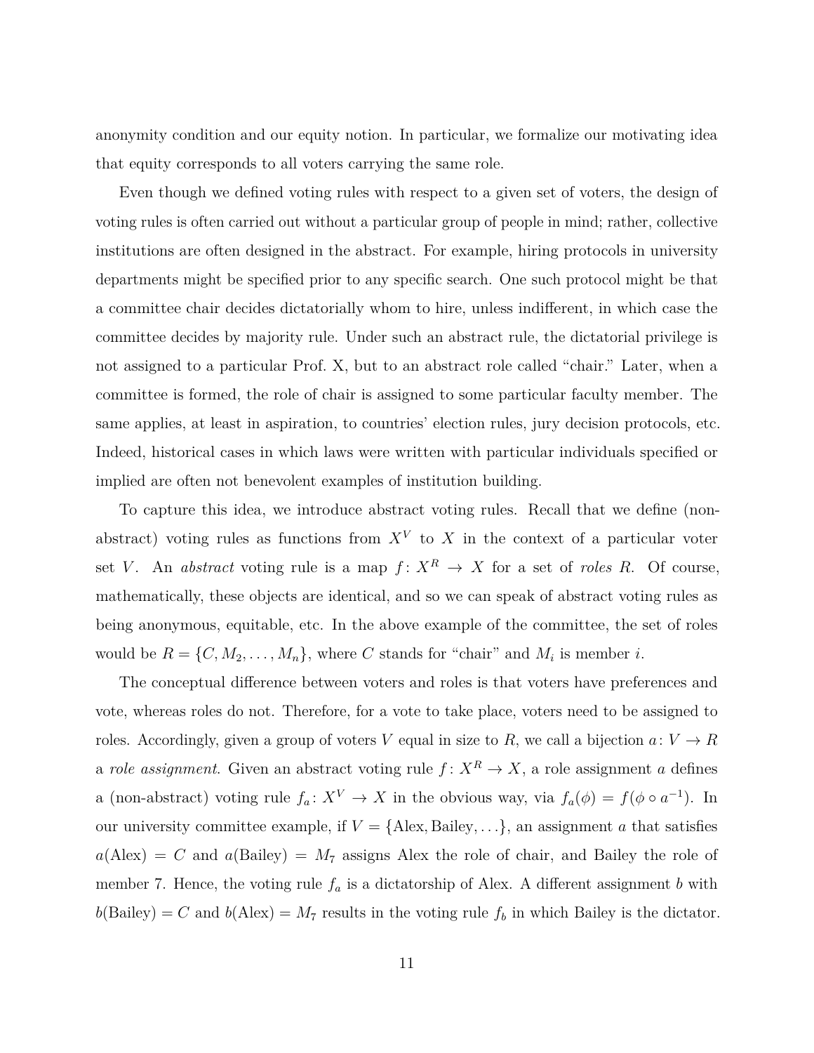anonymity condition and our equity notion. In particular, we formalize our motivating idea that equity corresponds to all voters carrying the same role.

Even though we defined voting rules with respect to a given set of voters, the design of voting rules is often carried out without a particular group of people in mind; rather, collective institutions are often designed in the abstract. For example, hiring protocols in university departments might be specified prior to any specific search. One such protocol might be that a committee chair decides dictatorially whom to hire, unless indifferent, in which case the committee decides by majority rule. Under such an abstract rule, the dictatorial privilege is not assigned to a particular Prof. X, but to an abstract role called "chair." Later, when a committee is formed, the role of chair is assigned to some particular faculty member. The same applies, at least in aspiration, to countries' election rules, jury decision protocols, etc. Indeed, historical cases in which laws were written with particular individuals specified or implied are often not benevolent examples of institution building.

To capture this idea, we introduce abstract voting rules. Recall that we define (non-abstract) voting rules as functions from $X^V$ to $X$ in the context of a particular voter set $V$. An *abstract* voting rule is a map $f\colon X^R \to X$ for a set of *roles* $R$. Of course, mathematically, these objects are identical, and so we can speak of abstract voting rules as being anonymous, equitable, etc. In the above example of the committee, the set of roles would be $R = \{C, M_2, \ldots, M_n\}$, where $C$ stands for "chair" and $M_i$ is member $i$.

The conceptual difference between voters and roles is that voters have preferences and vote, whereas roles do not. Therefore, for a vote to take place, voters need to be assigned to roles. Accordingly, given a group of voters $V$ equal in size to $R$, we call a bijection $a\colon V \to R$ a *role assignment*. Given an abstract voting rule $f\colon X^R \to X$, a role assignment $a$ defines a (non-abstract) voting rule $f_a\colon X^V \to X$ in the obvious way, via $f_a(\phi) = f(\phi \circ a^{-1})$. In our university committee example, if $V = \{\text{Alex}, \text{Bailey}, \ldots\}$, an assignment $a$ that satisfies $a(\text{Alex}) = C$ and $a(\text{Bailey}) = M_7$ assigns Alex the role of chair, and Bailey the role of member 7. Hence, the voting rule $f_a$ is a dictatorship of Alex. A different assignment $b$ with $b(\text{Bailey}) = C$ and $b(\text{Alex}) = M_7$ results in the voting rule $f_b$ in which Bailey is the dictator.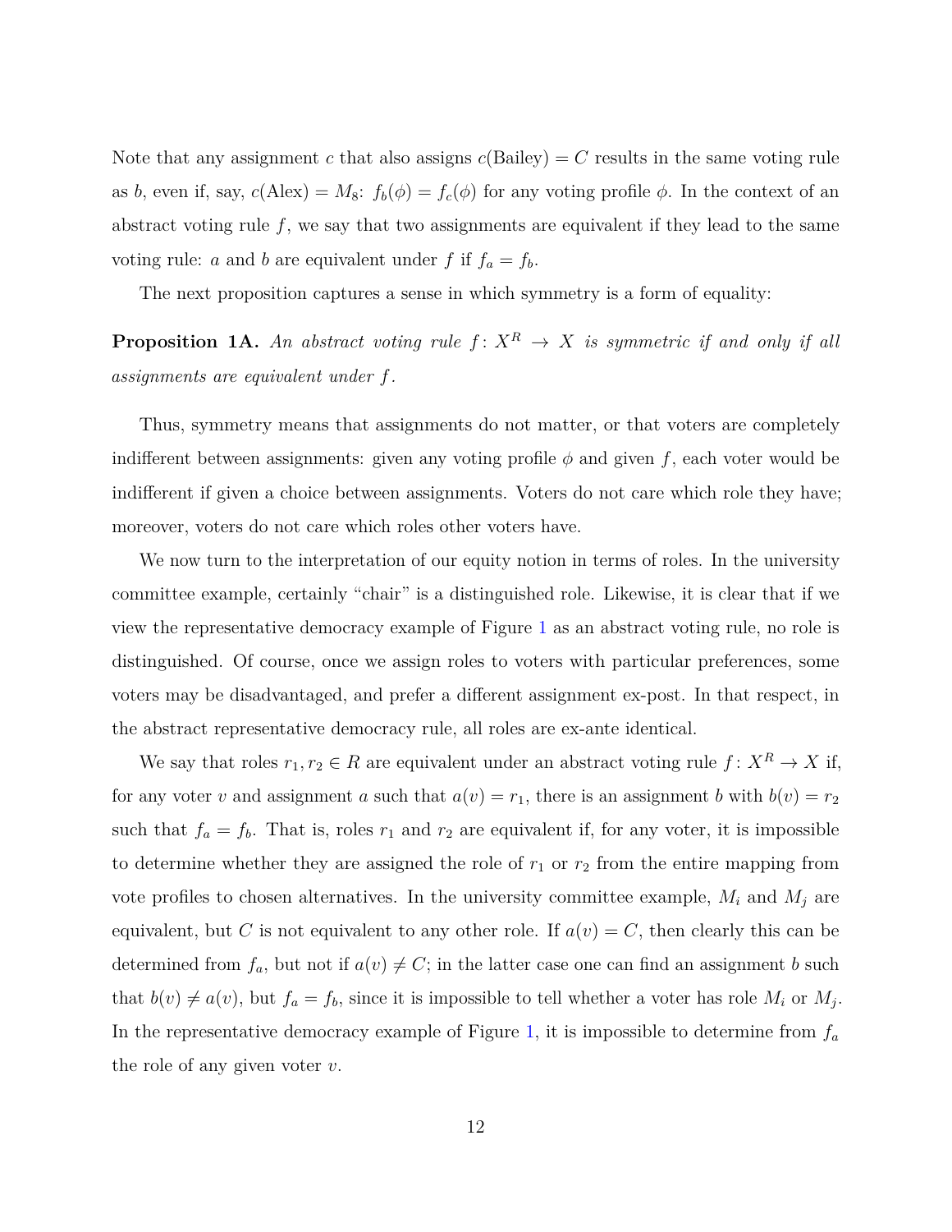Note that any assignment $c$ that also assigns $c(\text{Bailey}) = C$ results in the same voting rule as $b$, even if, say, $c(\text{Alex}) = M_8$: $f_b(\phi) = f_c(\phi)$ for any voting profile $\phi$. In the context of an abstract voting rule $f$, we say that two assignments are equivalent if they lead to the same voting rule: $a$ and $b$ are equivalent under $f$ if $f_a = f_b$.

The next proposition captures a sense in which symmetry is a form of equality:

**Proposition 1A.** *An abstract voting rule $f \colon X^R \to X$ is symmetric if and only if all assignments are equivalent under $f$.*

Thus, symmetry means that assignments do not matter, or that voters are completely indifferent between assignments: given any voting profile $\phi$ and given $f$, each voter would be indifferent if given a choice between assignments. Voters do not care which role they have; moreover, voters do not care which roles other voters have.

We now turn to the interpretation of our equity notion in terms of roles. In the university committee example, certainly "chair" is a distinguished role. Likewise, it is clear that if we view the representative democracy example of Figure 1 as an abstract voting rule, no role is distinguished. Of course, once we assign roles to voters with particular preferences, some voters may be disadvantaged, and prefer a different assignment ex-post. In that respect, in the abstract representative democracy rule, all roles are ex-ante identical.

We say that roles $r_1, r_2 \in R$ are equivalent under an abstract voting rule $f \colon X^R \to X$ if, for any voter $v$ and assignment $a$ such that $a(v) = r_1$, there is an assignment $b$ with $b(v) = r_2$ such that $f_a = f_b$. That is, roles $r_1$ and $r_2$ are equivalent if, for any voter, it is impossible to determine whether they are assigned the role of $r_1$ or $r_2$ from the entire mapping from vote profiles to chosen alternatives. In the university committee example, $M_i$ and $M_j$ are equivalent, but $C$ is not equivalent to any other role. If $a(v) = C$, then clearly this can be determined from $f_a$, but not if $a(v) \neq C$; in the latter case one can find an assignment $b$ such that $b(v) \neq a(v)$, but $f_a = f_b$, since it is impossible to tell whether a voter has role $M_i$ or $M_j$. In the representative democracy example of Figure 1, it is impossible to determine from $f_a$ the role of any given voter $v$.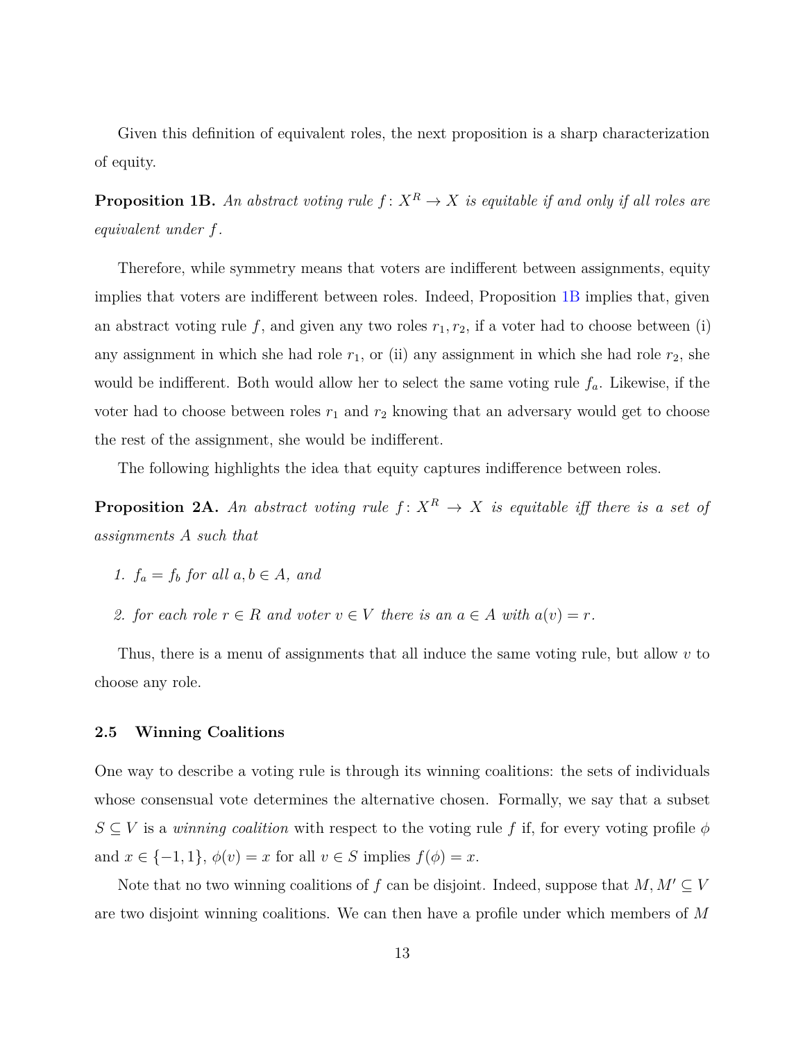Given this definition of equivalent roles, the next proposition is a sharp characterization of equity.

**Proposition 1B.** *An abstract voting rule $f \colon X^R \to X$ is equitable if and only if all roles are equivalent under $f$.*

Therefore, while symmetry means that voters are indifferent between assignments, equity implies that voters are indifferent between roles. Indeed, Proposition 1B implies that, given an abstract voting rule $f$, and given any two roles $r_1, r_2$, if a voter had to choose between (i) any assignment in which she had role $r_1$, or (ii) any assignment in which she had role $r_2$, she would be indifferent. Both would allow her to select the same voting rule $f_a$. Likewise, if the voter had to choose between roles $r_1$ and $r_2$ knowing that an adversary would get to choose the rest of the assignment, she would be indifferent.

The following highlights the idea that equity captures indifference between roles.

**Proposition 2A.** *An abstract voting rule $f \colon X^R \to X$ is equitable iff there is a set of assignments $A$ such that*

1. *$f_a = f_b$ for all $a, b \in A$, and*
2. *for each role $r \in R$ and voter $v \in V$ there is an $a \in A$ with $a(v) = r$.*

Thus, there is a menu of assignments that all induce the same voting rule, but allow $v$ to choose any role.

### 2.5 Winning Coalitions

One way to describe a voting rule is through its winning coalitions: the sets of individuals whose consensual vote determines the alternative chosen. Formally, we say that a subset $S \subseteq V$ is a *winning coalition* with respect to the voting rule $f$ if, for every voting profile $\phi$ and $x \in \{-1, 1\}$, $\phi(v) = x$ for all $v \in S$ implies $f(\phi) = x$.

Note that no two winning coalitions of $f$ can be disjoint. Indeed, suppose that $M, M' \subseteq V$ are two disjoint winning coalitions. We can then have a profile under which members of $M$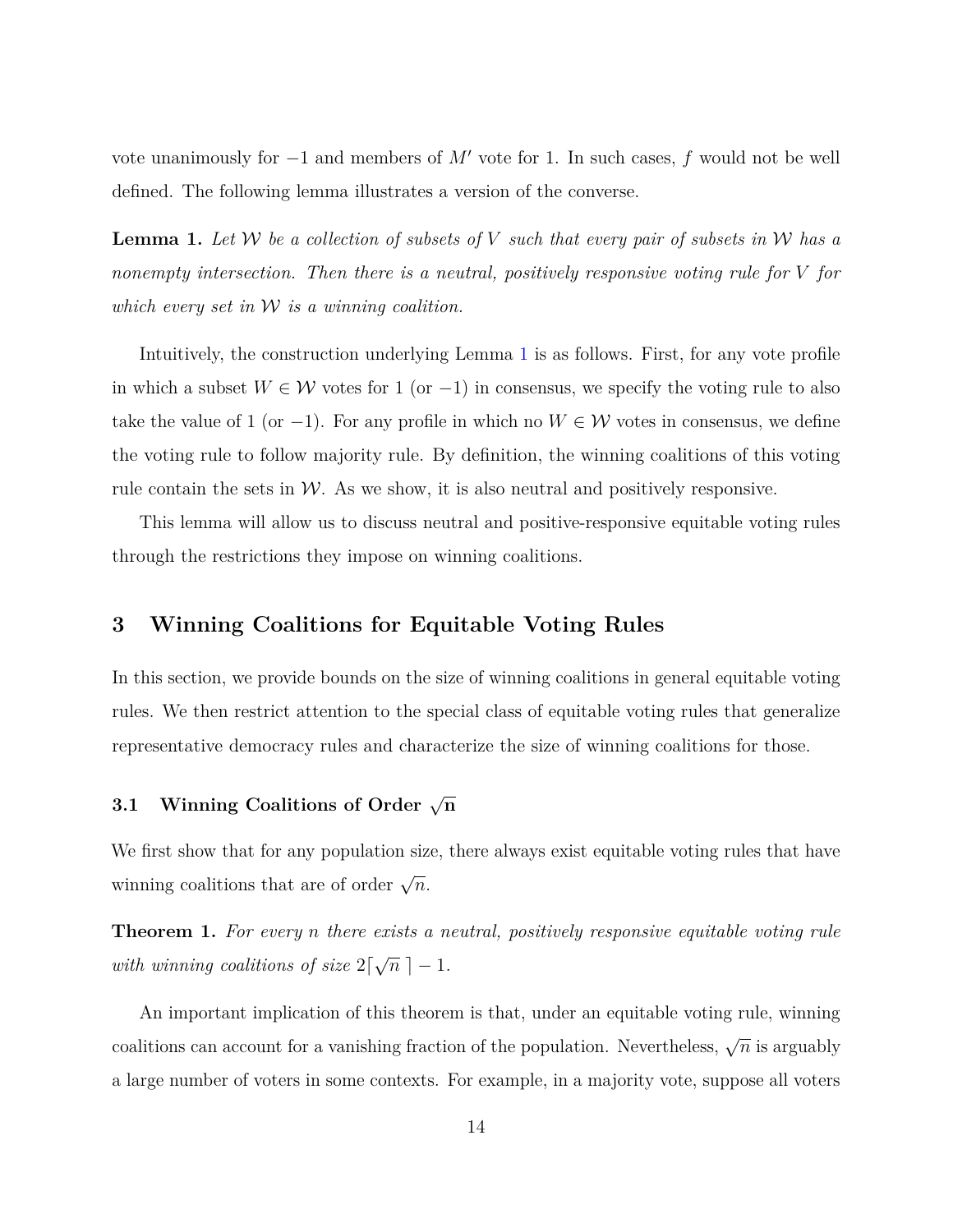vote unanimously for $-1$ and members of $M'$ vote for 1. In such cases, $f$ would not be well defined. The following lemma illustrates a version of the converse.

**Lemma 1.** *Let $\mathcal{W}$ be a collection of subsets of $V$ such that every pair of subsets in $\mathcal{W}$ has a nonempty intersection. Then there is a neutral, positively responsive voting rule for $V$ for which every set in $\mathcal{W}$ is a winning coalition.*

Intuitively, the construction underlying Lemma 1 is as follows. First, for any vote profile in which a subset $W \in \mathcal{W}$ votes for 1 (or $-1$) in consensus, we specify the voting rule to also take the value of 1 (or $-1$). For any profile in which no $W \in \mathcal{W}$ votes in consensus, we define the voting rule to follow majority rule. By definition, the winning coalitions of this voting rule contain the sets in $\mathcal{W}$. As we show, it is also neutral and positively responsive.

This lemma will allow us to discuss neutral and positive-responsive equitable voting rules through the restrictions they impose on winning coalitions.

## 3 Winning Coalitions for Equitable Voting Rules

In this section, we provide bounds on the size of winning coalitions in general equitable voting rules. We then restrict attention to the special class of equitable voting rules that generalize representative democracy rules and characterize the size of winning coalitions for those.

### 3.1 Winning Coalitions of Order $\sqrt{\mathbf{n}}$

We first show that for any population size, there always exist equitable voting rules that have winning coalitions that are of order $\sqrt{n}$.

**Theorem 1.** *For every $n$ there exists a neutral, positively responsive equitable voting rule with winning coalitions of size $2\lceil \sqrt{n}\, \rceil - 1$.*

An important implication of this theorem is that, under an equitable voting rule, winning coalitions can account for a vanishing fraction of the population. Nevertheless, $\sqrt{n}$ is arguably a large number of voters in some contexts. For example, in a majority vote, suppose all voters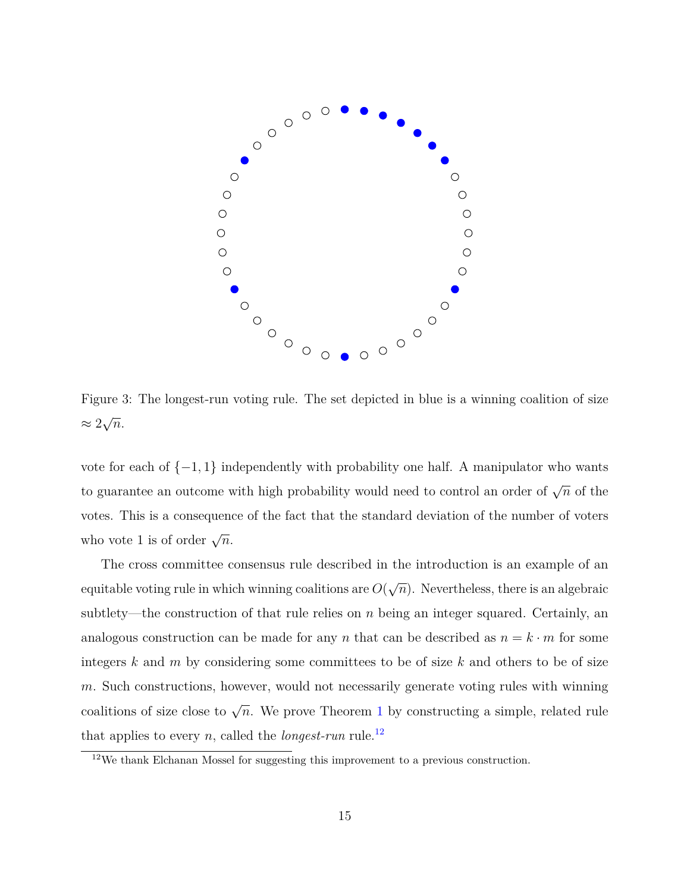Figure 3: The longest-run voting rule. The set depicted in blue is a winning coalition of size $\approx 2\sqrt{n}$.

vote for each of $\{-1, 1\}$ independently with probability one half. A manipulator who wants to guarantee an outcome with high probability would need to control an order of $\sqrt{n}$ of the votes. This is a consequence of the fact that the standard deviation of the number of voters who vote 1 is of order $\sqrt{n}$.

The cross committee consensus rule described in the introduction is an example of an equitable voting rule in which winning coalitions are $O(\sqrt{n})$. Nevertheless, there is an algebraic subtlety—the construction of that rule relies on $n$ being an integer squared. Certainly, an analogous construction can be made for any $n$ that can be described as $n = k \cdot m$ for some integers $k$ and $m$ by considering some committees to be of size $k$ and others to be of size $m$. Such constructions, however, would not necessarily generate voting rules with winning coalitions of size close to $\sqrt{n}$. We prove Theorem 1 by constructing a simple, related rule that applies to every $n$, called the *longest-run* rule.[12]

[12]We thank Elchanan Mossel for suggesting this improvement to a previous construction.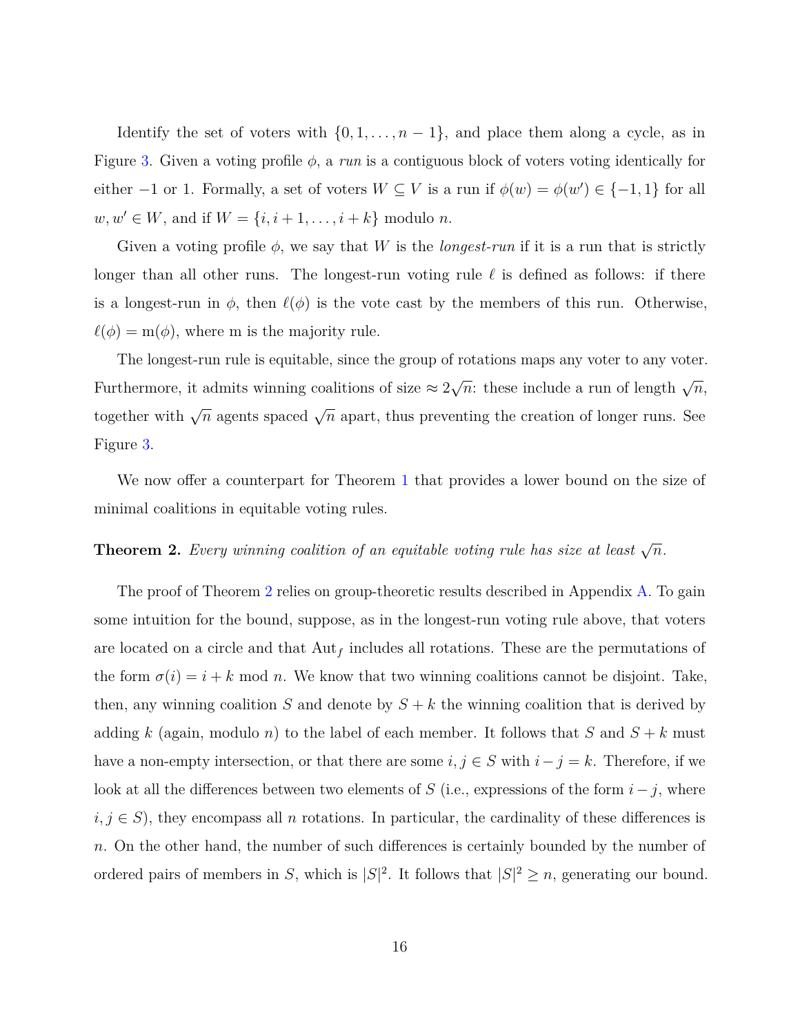Identify the set of voters with $\{0, 1, \ldots, n-1\}$, and place them along a cycle, as in Figure 3. Given a voting profile $\phi$, a *run* is a contiguous block of voters voting identically for either $-1$ or 1. Formally, a set of voters $W \subseteq V$ is a run if $\phi(w) = \phi(w') \in \{-1, 1\}$ for all $w, w' \in W$, and if $W = \{i, i+1, \ldots, i+k\}$ modulo $n$.

Given a voting profile $\phi$, we say that $W$ is the *longest-run* if it is a run that is strictly longer than all other runs. The longest-run voting rule $\ell$ is defined as follows: if there is a longest-run in $\phi$, then $\ell(\phi)$ is the vote cast by the members of this run. Otherwise, $\ell(\phi) = \mathrm{m}(\phi)$, where m is the majority rule.

The longest-run rule is equitable, since the group of rotations maps any voter to any voter. Furthermore, it admits winning coalitions of size $\approx 2\sqrt{n}$: these include a run of length $\sqrt{n}$, together with $\sqrt{n}$ agents spaced $\sqrt{n}$ apart, thus preventing the creation of longer runs. See Figure 3.

We now offer a counterpart for Theorem 1 that provides a lower bound on the size of minimal coalitions in equitable voting rules.

**Theorem 2.** *Every winning coalition of an equitable voting rule has size at least $\sqrt{n}$.*

The proof of Theorem 2 relies on group-theoretic results described in Appendix A. To gain some intuition for the bound, suppose, as in the longest-run voting rule above, that voters are located on a circle and that $\mathrm{Aut}_f$ includes all rotations. These are the permutations of the form $\sigma(i) = i + k \mod n$. We know that two winning coalitions cannot be disjoint. Take, then, any winning coalition $S$ and denote by $S + k$ the winning coalition that is derived by adding $k$ (again, modulo $n$) to the label of each member. It follows that $S$ and $S + k$ must have a non-empty intersection, or that there are some $i, j \in S$ with $i - j = k$. Therefore, if we look at all the differences between two elements of $S$ (i.e., expressions of the form $i - j$, where $i, j \in S$), they encompass all $n$ rotations. In particular, the cardinality of these differences is $n$. On the other hand, the number of such differences is certainly bounded by the number of ordered pairs of members in $S$, which is $|S|^2$. It follows that $|S|^2 \geq n$, generating our bound.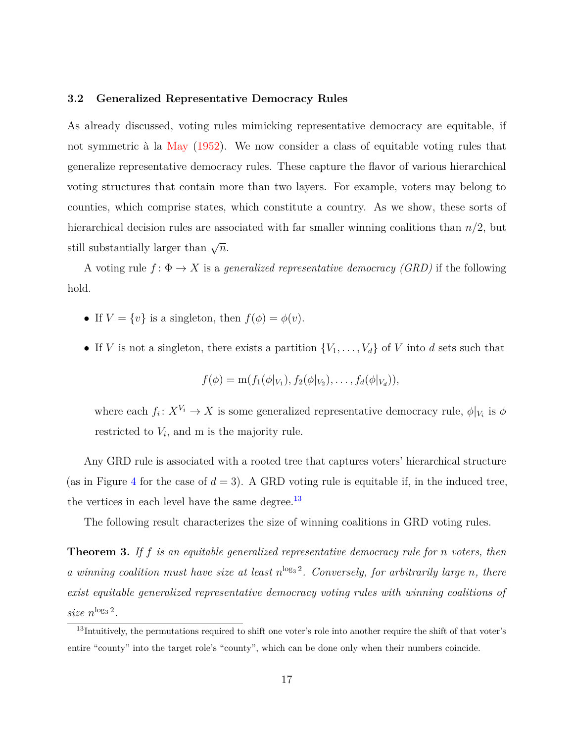### 3.2 Generalized Representative Democracy Rules

As already discussed, voting rules mimicking representative democracy are equitable, if not symmetric à la May (1952). We now consider a class of equitable voting rules that generalize representative democracy rules. These capture the flavor of various hierarchical voting structures that contain more than two layers. For example, voters may belong to counties, which comprise states, which constitute a country. As we show, these sorts of hierarchical decision rules are associated with far smaller winning coalitions than $n/2$, but still substantially larger than $\sqrt{n}$.

A voting rule $f \colon \Phi \to X$ is a *generalized representative democracy (GRD)* if the following hold.

- If $V = \{v\}$ is a singleton, then $f(\phi) = \phi(v)$.
- If $V$ is not a singleton, there exists a partition $\{V_1, \ldots, V_d\}$ of $V$ into $d$ sets such that

$$f(\phi) = \mathrm{m}(f_1(\phi|_{V_1}), f_2(\phi|_{V_2}), \ldots, f_d(\phi|_{V_d})),$$

  where each $f_i \colon X^{V_i} \to X$ is some generalized representative democracy rule, $\phi|_{V_i}$ is $\phi$ restricted to $V_i$, and m is the majority rule.

Any GRD rule is associated with a rooted tree that captures voters' hierarchical structure (as in Figure 4 for the case of $d = 3$). A GRD voting rule is equitable if, in the induced tree, the vertices in each level have the same degree.[13]

The following result characterizes the size of winning coalitions in GRD voting rules.

**Theorem 3.** *If $f$ is an equitable generalized representative democracy rule for $n$ voters, then a winning coalition must have size at least $n^{\log_3 2}$. Conversely, for arbitrarily large $n$, there exist equitable generalized representative democracy voting rules with winning coalitions of size $n^{\log_3 2}$.*

[13] Intuitively, the permutations required to shift one voter's role into another require the shift of that voter's entire "county" into the target role's "county", which can be done only when their numbers coincide.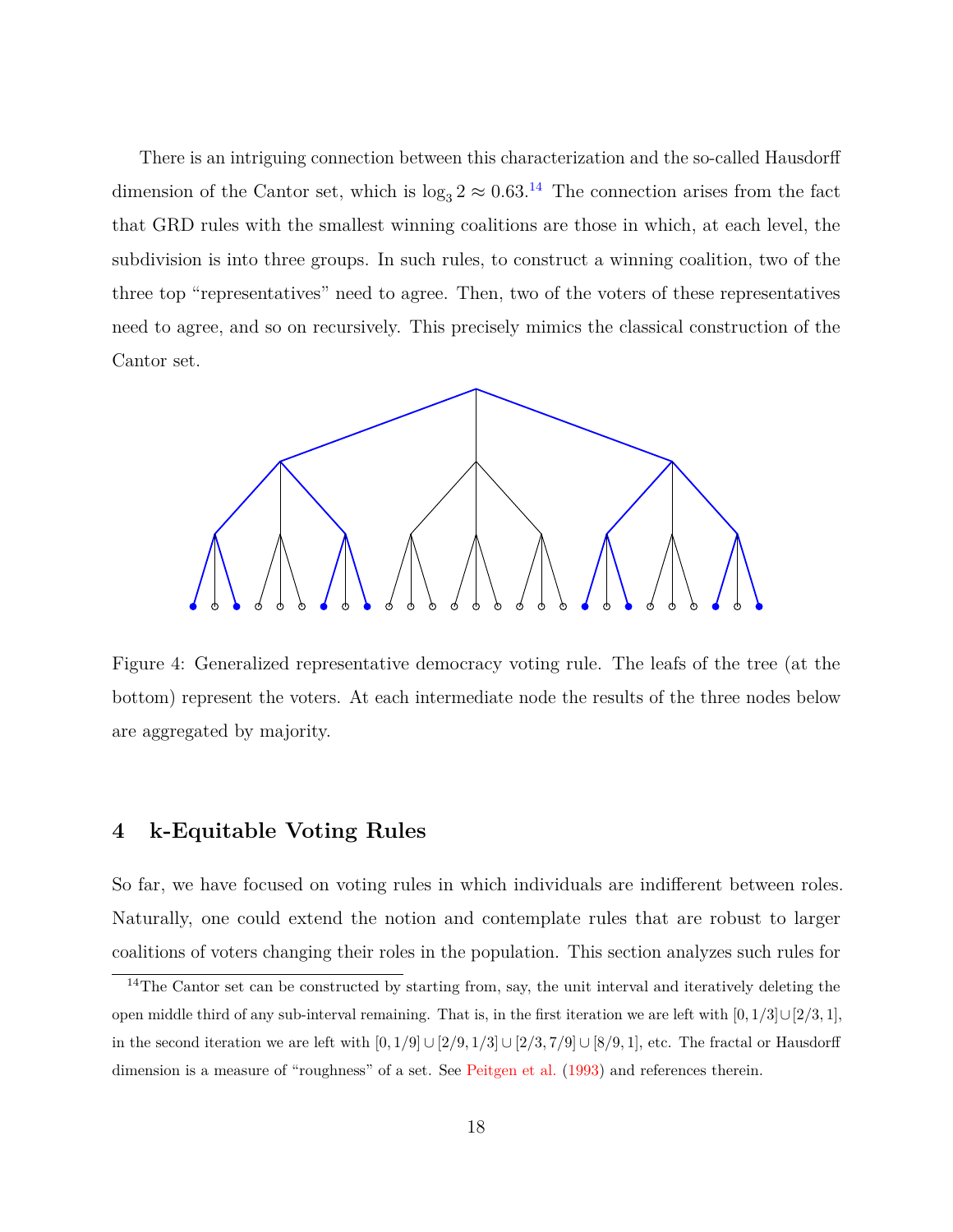There is an intriguing connection between this characterization and the so-called Hausdorff dimension of the Cantor set, which is $\log_3 2 \approx 0.63$.[14] The connection arises from the fact that GRD rules with the smallest winning coalitions are those in which, at each level, the subdivision is into three groups. In such rules, to construct a winning coalition, two of the three top "representatives" need to agree. Then, two of the voters of these representatives need to agree, and so on recursively. This precisely mimics the classical construction of the Cantor set.

Figure 4: Generalized representative democracy voting rule. The leafs of the tree (at the bottom) represent the voters. At each intermediate node the results of the three nodes below are aggregated by majority.

## 4 k-Equitable Voting Rules

So far, we have focused on voting rules in which individuals are indifferent between roles. Naturally, one could extend the notion and contemplate rules that are robust to larger coalitions of voters changing their roles in the population. This section analyzes such rules for

[14] The Cantor set can be constructed by starting from, say, the unit interval and iteratively deleting the open middle third of any sub-interval remaining. That is, in the first iteration we are left with $[0, 1/3] \cup [2/3, 1]$, in the second iteration we are left with $[0, 1/9] \cup [2/9, 1/3] \cup [2/3, 7/9] \cup [8/9, 1]$, etc. The fractal or Hausdorff dimension is a measure of "roughness" of a set. See Peitgen et al. (1993) and references therein.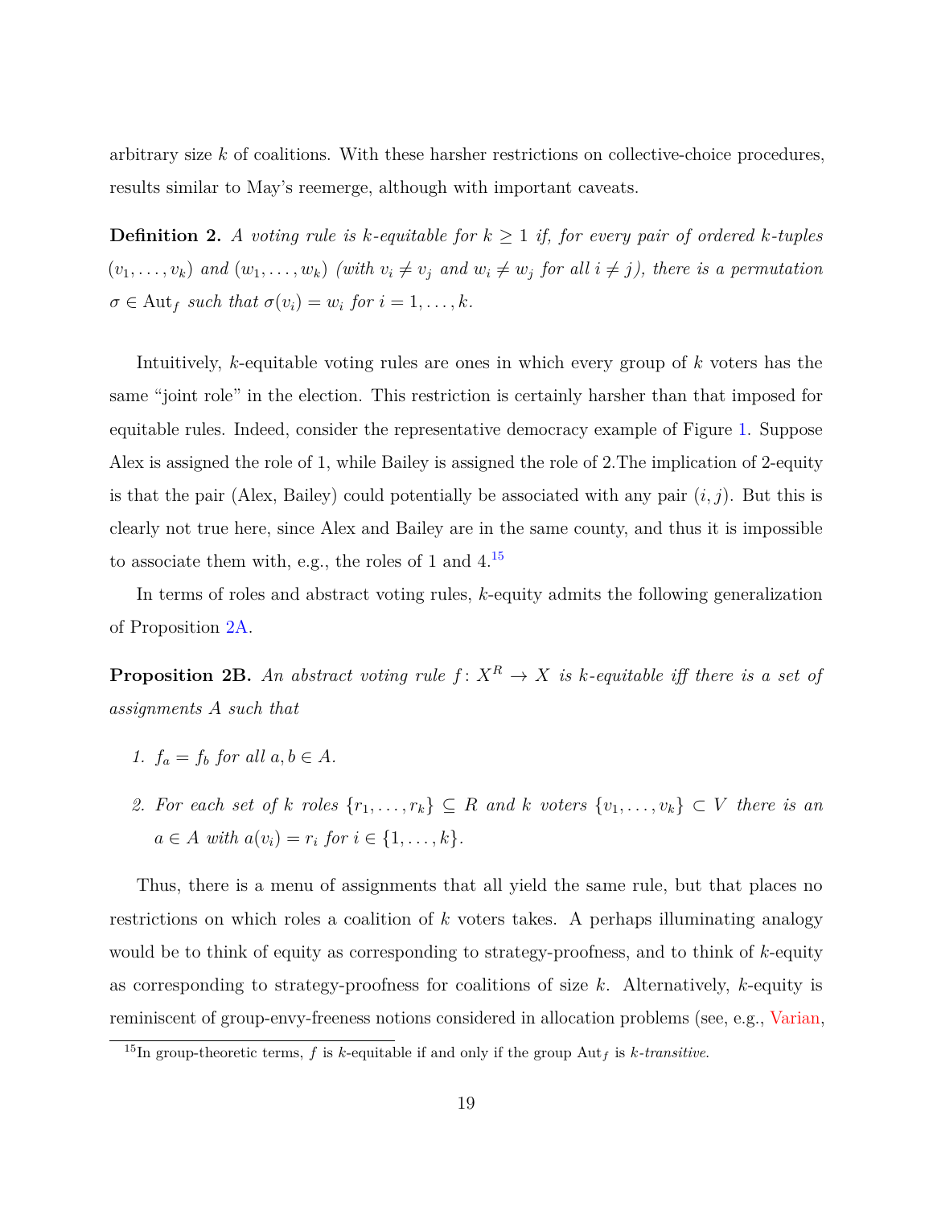arbitrary size $k$ of coalitions. With these harsher restrictions on collective-choice procedures, results similar to May's reemerge, although with important caveats.

**Definition 2.** *A voting rule is $k$-equitable for $k \geq 1$ if, for every pair of ordered $k$-tuples $(v_1, \ldots, v_k)$ and $(w_1, \ldots, w_k)$ (with $v_i \neq v_j$ and $w_i \neq w_j$ for all $i \neq j$), there is a permutation $\sigma \in \mathrm{Aut}_f$ such that $\sigma(v_i) = w_i$ for $i = 1, \ldots, k$.*

Intuitively, $k$-equitable voting rules are ones in which every group of $k$ voters has the same "joint role" in the election. This restriction is certainly harsher than that imposed for equitable rules. Indeed, consider the representative democracy example of Figure 1. Suppose Alex is assigned the role of 1, while Bailey is assigned the role of 2.The implication of 2-equity is that the pair (Alex, Bailey) could potentially be associated with any pair $(i, j)$. But this is clearly not true here, since Alex and Bailey are in the same county, and thus it is impossible to associate them with, e.g., the roles of 1 and 4.[15]

In terms of roles and abstract voting rules, $k$-equity admits the following generalization of Proposition 2A.

**Proposition 2B.** *An abstract voting rule $f \colon X^R \to X$ is $k$-equitable iff there is a set of assignments $A$ such that*

1. *$f_a = f_b$ for all $a, b \in A$.*
2. *For each set of $k$ roles $\{r_1, \ldots, r_k\} \subseteq R$ and $k$ voters $\{v_1, \ldots, v_k\} \subset V$ there is an $a \in A$ with $a(v_i) = r_i$ for $i \in \{1, \ldots, k\}$.*

Thus, there is a menu of assignments that all yield the same rule, but that places no restrictions on which roles a coalition of $k$ voters takes. A perhaps illuminating analogy would be to think of equity as corresponding to strategy-proofness, and to think of $k$-equity as corresponding to strategy-proofness for coalitions of size $k$. Alternatively, $k$-equity is reminiscent of group-envy-freeness notions considered in allocation problems (see, e.g., Varian,

[15] In group-theoretic terms, $f$ is $k$-equitable if and only if the group $\mathrm{Aut}_f$ is *$k$-transitive*.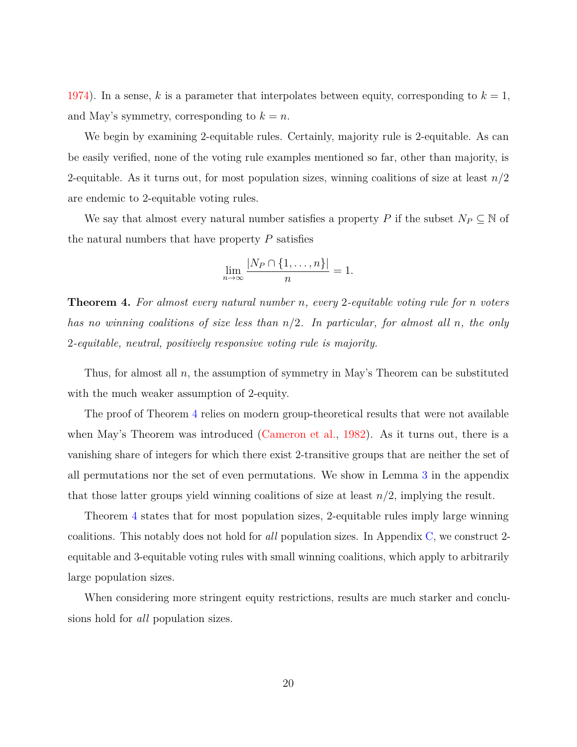1974). In a sense, $k$ is a parameter that interpolates between equity, corresponding to $k = 1$, and May's symmetry, corresponding to $k = n$.

We begin by examining 2-equitable rules. Certainly, majority rule is 2-equitable. As can be easily verified, none of the voting rule examples mentioned so far, other than majority, is 2-equitable. As it turns out, for most population sizes, winning coalitions of size at least $n/2$ are endemic to 2-equitable voting rules.

We say that almost every natural number satisfies a property $P$ if the subset $N_P \subseteq \mathbb{N}$ of the natural numbers that have property $P$ satisfies

$$\lim_{n\to\infty} \frac{|N_P \cap \{1, \ldots, n\}|}{n} = 1.$$

**Theorem 4.** *For almost every natural number $n$, every 2-equitable voting rule for $n$ voters has no winning coalitions of size less than $n/2$. In particular, for almost all $n$, the only 2-equitable, neutral, positively responsive voting rule is majority.*

Thus, for almost all $n$, the assumption of symmetry in May's Theorem can be substituted with the much weaker assumption of 2-equity.

The proof of Theorem 4 relies on modern group-theoretical results that were not available when May's Theorem was introduced (Cameron et al., 1982). As it turns out, there is a vanishing share of integers for which there exist 2-transitive groups that are neither the set of all permutations nor the set of even permutations. We show in Lemma 3 in the appendix that those latter groups yield winning coalitions of size at least $n/2$, implying the result.

Theorem 4 states that for most population sizes, 2-equitable rules imply large winning coalitions. This notably does not hold for *all* population sizes. In Appendix C, we construct 2-equitable and 3-equitable voting rules with small winning coalitions, which apply to arbitrarily large population sizes.

When considering more stringent equity restrictions, results are much starker and conclusions hold for *all* population sizes.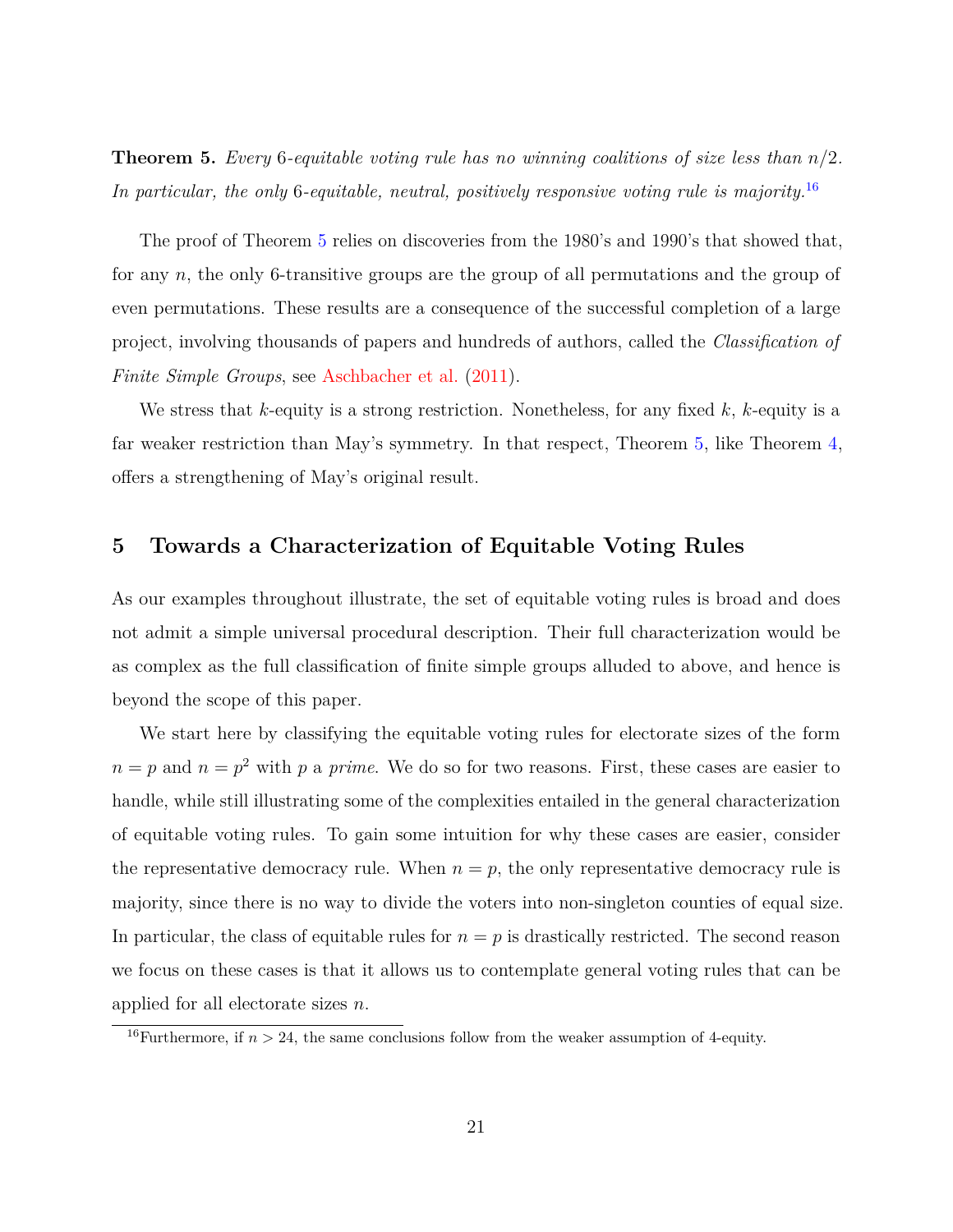**Theorem 5.** *Every* 6*-equitable voting rule has no winning coalitions of size less than* $n/2$*. In particular, the only* 6*-equitable, neutral, positively responsive voting rule is majority.*[16]

The proof of Theorem 5 relies on discoveries from the 1980's and 1990's that showed that, for any $n$, the only 6-transitive groups are the group of all permutations and the group of even permutations. These results are a consequence of the successful completion of a large project, involving thousands of papers and hundreds of authors, called the *Classification of Finite Simple Groups*, see Aschbacher et al. (2011).

We stress that $k$-equity is a strong restriction. Nonetheless, for any fixed $k$, $k$-equity is a far weaker restriction than May's symmetry. In that respect, Theorem 5, like Theorem 4, offers a strengthening of May's original result.

## 5 Towards a Characterization of Equitable Voting Rules

As our examples throughout illustrate, the set of equitable voting rules is broad and does not admit a simple universal procedural description. Their full characterization would be as complex as the full classification of finite simple groups alluded to above, and hence is beyond the scope of this paper.

We start here by classifying the equitable voting rules for electorate sizes of the form $n = p$ and $n = p^2$ with $p$ a *prime*. We do so for two reasons. First, these cases are easier to handle, while still illustrating some of the complexities entailed in the general characterization of equitable voting rules. To gain some intuition for why these cases are easier, consider the representative democracy rule. When $n = p$, the only representative democracy rule is majority, since there is no way to divide the voters into non-singleton counties of equal size. In particular, the class of equitable rules for $n = p$ is drastically restricted. The second reason we focus on these cases is that it allows us to contemplate general voting rules that can be applied for all electorate sizes $n$.

[16]Furthermore, if $n > 24$, the same conclusions follow from the weaker assumption of 4-equity.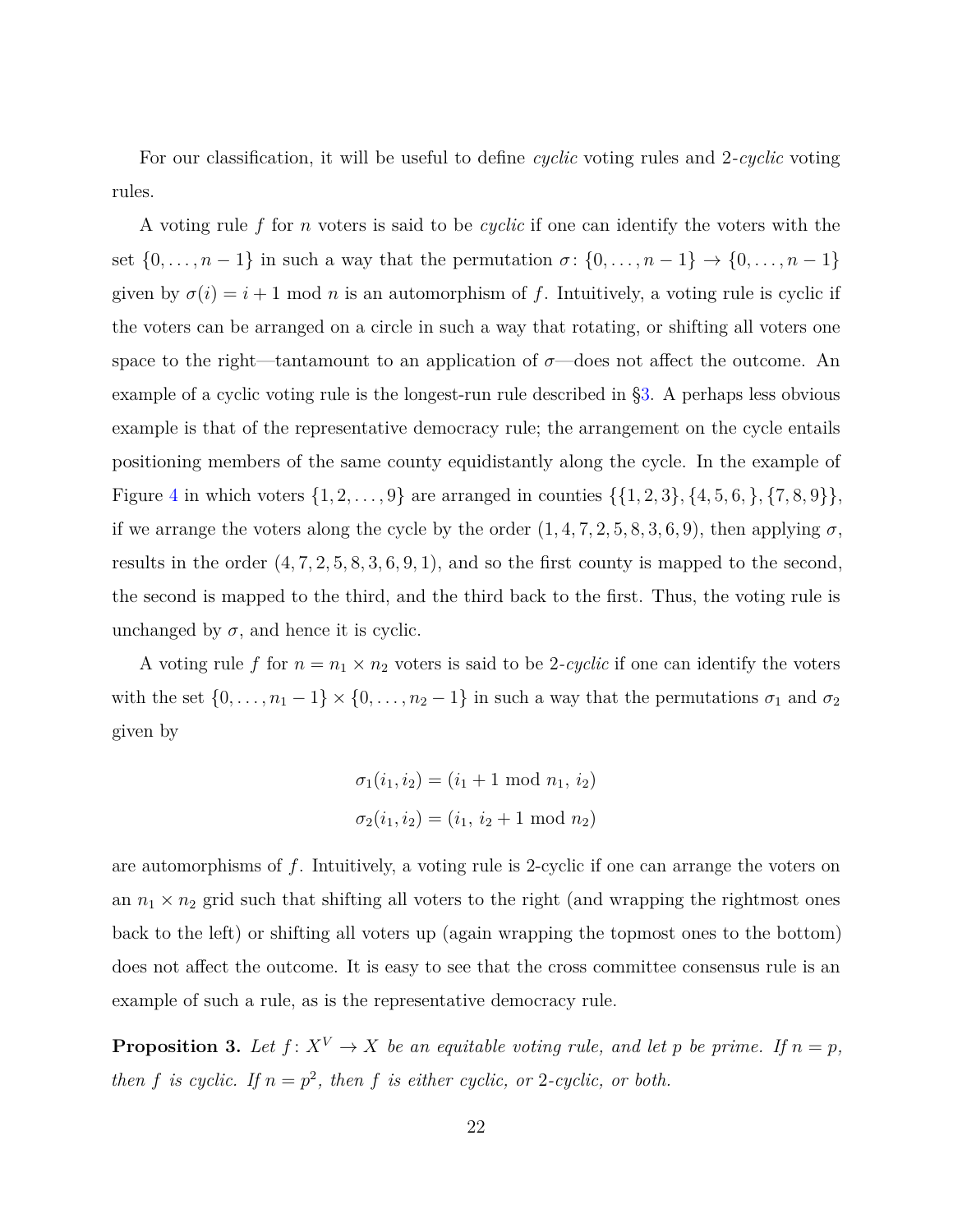For our classification, it will be useful to define *cyclic* voting rules and 2-*cyclic* voting rules.

A voting rule $f$ for $n$ voters is said to be *cyclic* if one can identify the voters with the set $\{0, \ldots, n-1\}$ in such a way that the permutation $\sigma \colon \{0, \ldots, n-1\} \to \{0, \ldots, n-1\}$ given by $\sigma(i) = i + 1 \bmod n$ is an automorphism of $f$. Intuitively, a voting rule is cyclic if the voters can be arranged on a circle in such a way that rotating, or shifting all voters one space to the right—tantamount to an application of $\sigma$—does not affect the outcome. An example of a cyclic voting rule is the longest-run rule described in §3. A perhaps less obvious example is that of the representative democracy rule; the arrangement on the cycle entails positioning members of the same county equidistantly along the cycle. In the example of Figure 4 in which voters $\{1, 2, \ldots, 9\}$ are arranged in counties $\{\{1, 2, 3\}, \{4, 5, 6, \}, \{7, 8, 9\}\}$, if we arrange the voters along the cycle by the order $(1, 4, 7, 2, 5, 8, 3, 6, 9)$, then applying $\sigma$, results in the order $(4, 7, 2, 5, 8, 3, 6, 9, 1)$, and so the first county is mapped to the second, the second is mapped to the third, and the third back to the first. Thus, the voting rule is unchanged by $\sigma$, and hence it is cyclic.

A voting rule $f$ for $n = n_1 \times n_2$ voters is said to be 2-*cyclic* if one can identify the voters with the set $\{0, \ldots, n_1 - 1\} \times \{0, \ldots, n_2 - 1\}$ in such a way that the permutations $\sigma_1$ and $\sigma_2$ given by

$$\sigma_1(i_1, i_2) = (i_1 + 1 \bmod n_1,\ i_2)$$
$$\sigma_2(i_1, i_2) = (i_1,\ i_2 + 1 \bmod n_2)$$

are automorphisms of $f$. Intuitively, a voting rule is 2-cyclic if one can arrange the voters on an $n_1 \times n_2$ grid such that shifting all voters to the right (and wrapping the rightmost ones back to the left) or shifting all voters up (again wrapping the topmost ones to the bottom) does not affect the outcome. It is easy to see that the cross committee consensus rule is an example of such a rule, as is the representative democracy rule.

**Proposition 3.** *Let $f \colon X^V \to X$ be an equitable voting rule, and let $p$ be prime. If $n = p$, then $f$ is cyclic. If $n = p^2$, then $f$ is either cyclic, or 2-cyclic, or both.*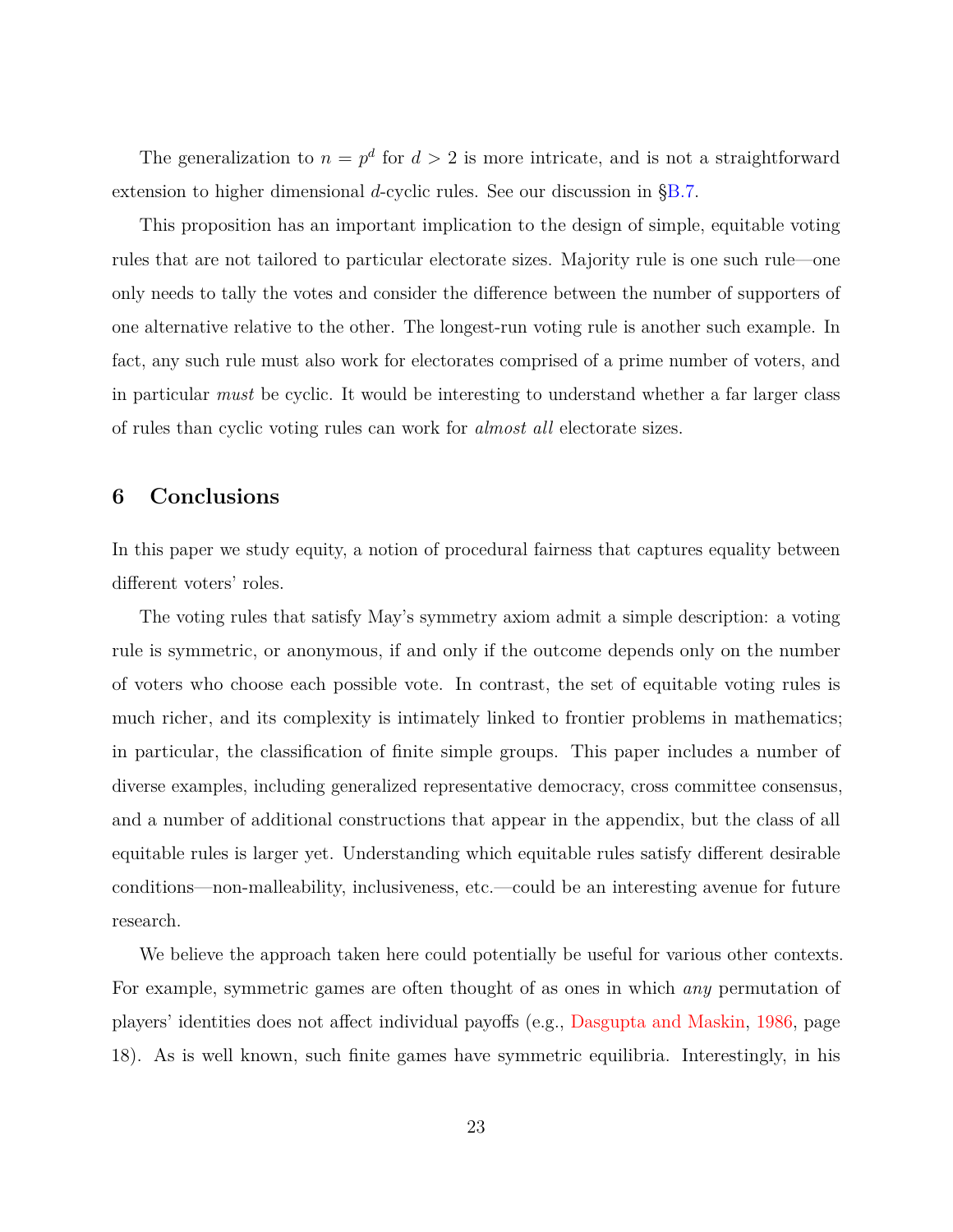The generalization to $n = p^d$ for $d > 2$ is more intricate, and is not a straightforward extension to higher dimensional $d$-cyclic rules. See our discussion in §B.7.

This proposition has an important implication to the design of simple, equitable voting rules that are not tailored to particular electorate sizes. Majority rule is one such rule—one only needs to tally the votes and consider the difference between the number of supporters of one alternative relative to the other. The longest-run voting rule is another such example. In fact, any such rule must also work for electorates comprised of a prime number of voters, and in particular *must* be cyclic. It would be interesting to understand whether a far larger class of rules than cyclic voting rules can work for *almost all* electorate sizes.

## 6 Conclusions

In this paper we study equity, a notion of procedural fairness that captures equality between different voters' roles.

The voting rules that satisfy May's symmetry axiom admit a simple description: a voting rule is symmetric, or anonymous, if and only if the outcome depends only on the number of voters who choose each possible vote. In contrast, the set of equitable voting rules is much richer, and its complexity is intimately linked to frontier problems in mathematics; in particular, the classification of finite simple groups. This paper includes a number of diverse examples, including generalized representative democracy, cross committee consensus, and a number of additional constructions that appear in the appendix, but the class of all equitable rules is larger yet. Understanding which equitable rules satisfy different desirable conditions—non-malleability, inclusiveness, etc.—could be an interesting avenue for future research.

We believe the approach taken here could potentially be useful for various other contexts. For example, symmetric games are often thought of as ones in which *any* permutation of players' identities does not affect individual payoffs (e.g., Dasgupta and Maskin, 1986, page 18). As is well known, such finite games have symmetric equilibria. Interestingly, in his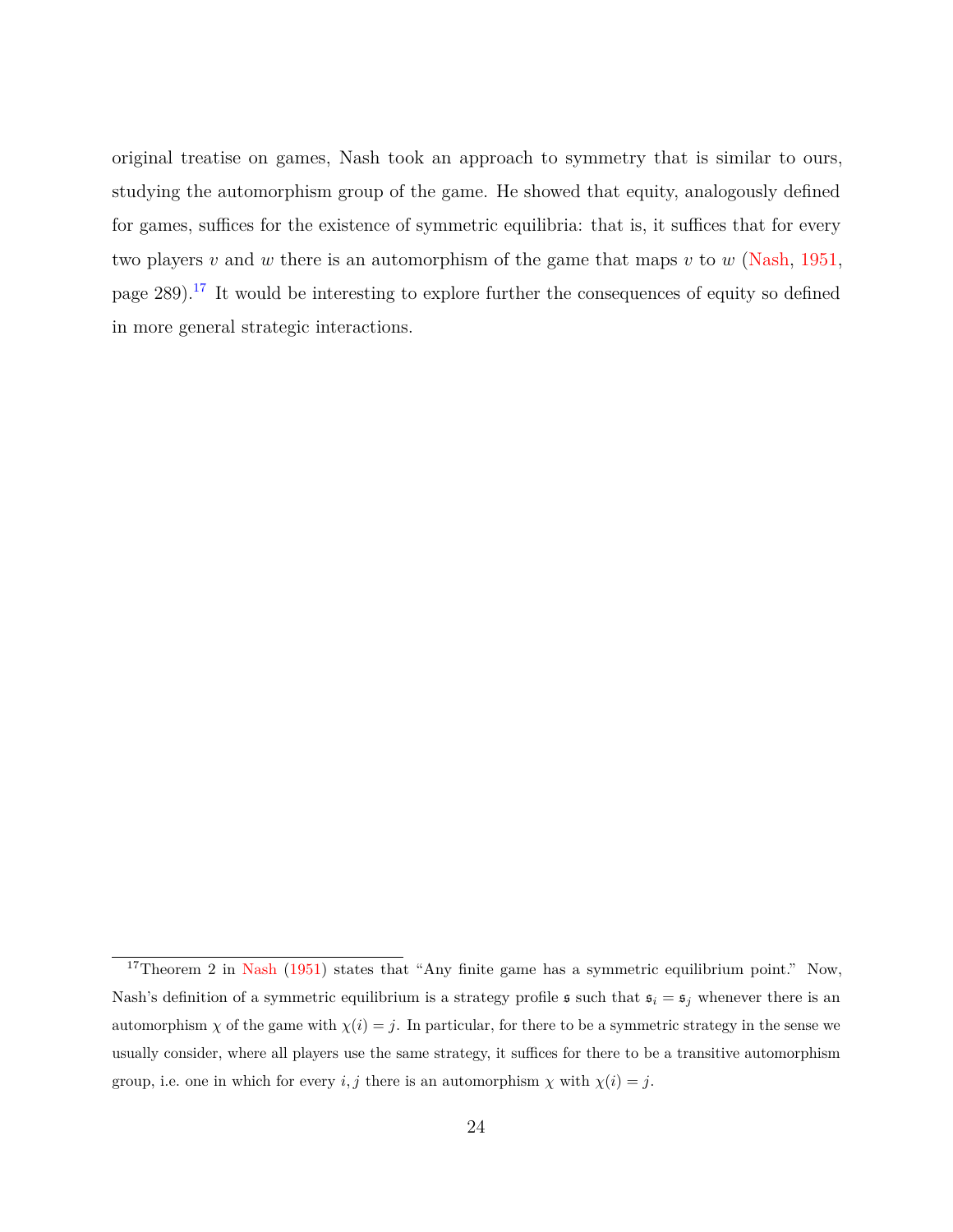original treatise on games, Nash took an approach to symmetry that is similar to ours, studying the automorphism group of the game. He showed that equity, analogously defined for games, suffices for the existence of symmetric equilibria: that is, it suffices that for every two players $v$ and $w$ there is an automorphism of the game that maps $v$ to $w$ (Nash, 1951, page 289).[17] It would be interesting to explore further the consequences of equity so defined in more general strategic interactions.

[17]Theorem 2 in Nash (1951) states that "Any finite game has a symmetric equilibrium point." Now, Nash's definition of a symmetric equilibrium is a strategy profile $\mathfrak{s}$ such that $\mathfrak{s}_i = \mathfrak{s}_j$ whenever there is an automorphism $\chi$ of the game with $\chi(i) = j$. In particular, for there to be a symmetric strategy in the sense we usually consider, where all players use the same strategy, it suffices for there to be a transitive automorphism group, i.e. one in which for every $i, j$ there is an automorphism $\chi$ with $\chi(i) = j$.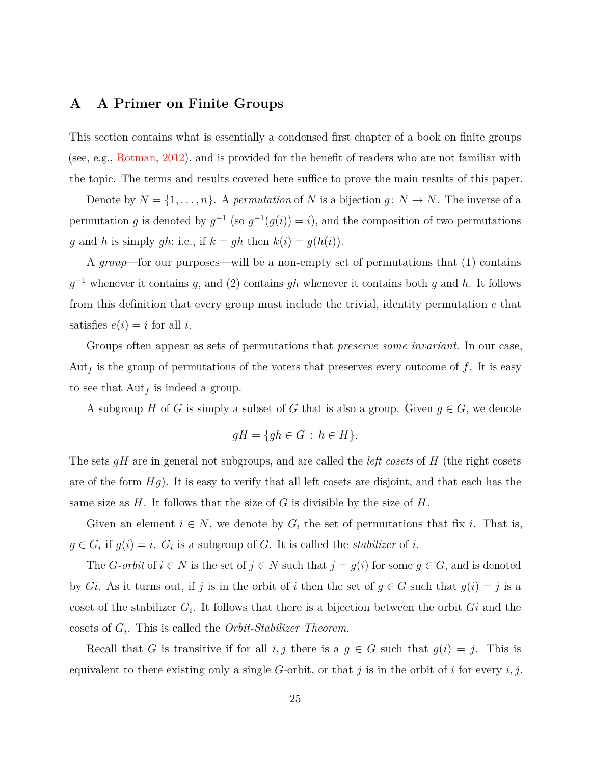## A A Primer on Finite Groups

This section contains what is essentially a condensed first chapter of a book on finite groups (see, e.g., Rotman, 2012), and is provided for the benefit of readers who are not familiar with the topic. The terms and results covered here suffice to prove the main results of this paper.

Denote by $N = \{1, \ldots, n\}$. A *permutation* of $N$ is a bijection $g \colon N \to N$. The inverse of a permutation $g$ is denoted by $g^{-1}$ (so $g^{-1}(g(i)) = i$), and the composition of two permutations $g$ and $h$ is simply $gh$; i.e., if $k = gh$ then $k(i) = g(h(i))$.

A *group*—for our purposes—will be a non-empty set of permutations that (1) contains $g^{-1}$ whenever it contains $g$, and (2) contains $gh$ whenever it contains both $g$ and $h$. It follows from this definition that every group must include the trivial, identity permutation $e$ that satisfies $e(i) = i$ for all $i$.

Groups often appear as sets of permutations that *preserve some invariant*. In our case, $\mathrm{Aut}_f$ is the group of permutations of the voters that preserves every outcome of $f$. It is easy to see that $\mathrm{Aut}_f$ is indeed a group.

A subgroup $H$ of $G$ is simply a subset of $G$ that is also a group. Given $g \in G$, we denote

$$gH = \{gh \in G \,:\, h \in H\}.$$

The sets $gH$ are in general not subgroups, and are called the *left cosets* of $H$ (the right cosets are of the form $Hg$). It is easy to verify that all left cosets are disjoint, and that each has the same size as $H$. It follows that the size of $G$ is divisible by the size of $H$.

Given an element $i \in N$, we denote by $G_i$ the set of permutations that fix $i$. That is, $g \in G_i$ if $g(i) = i$. $G_i$ is a subgroup of $G$. It is called the *stabilizer* of $i$.

The *$G$-orbit* of $i \in N$ is the set of $j \in N$ such that $j = g(i)$ for some $g \in G$, and is denoted by $Gi$. As it turns out, if $j$ is in the orbit of $i$ then the set of $g \in G$ such that $g(i) = j$ is a coset of the stabilizer $G_i$. It follows that there is a bijection between the orbit $Gi$ and the cosets of $G_i$. This is called the *Orbit-Stabilizer Theorem*.

Recall that $G$ is transitive if for all $i, j$ there is a $g \in G$ such that $g(i) = j$. This is equivalent to there existing only a single $G$-orbit, or that $j$ is in the orbit of $i$ for every $i, j$.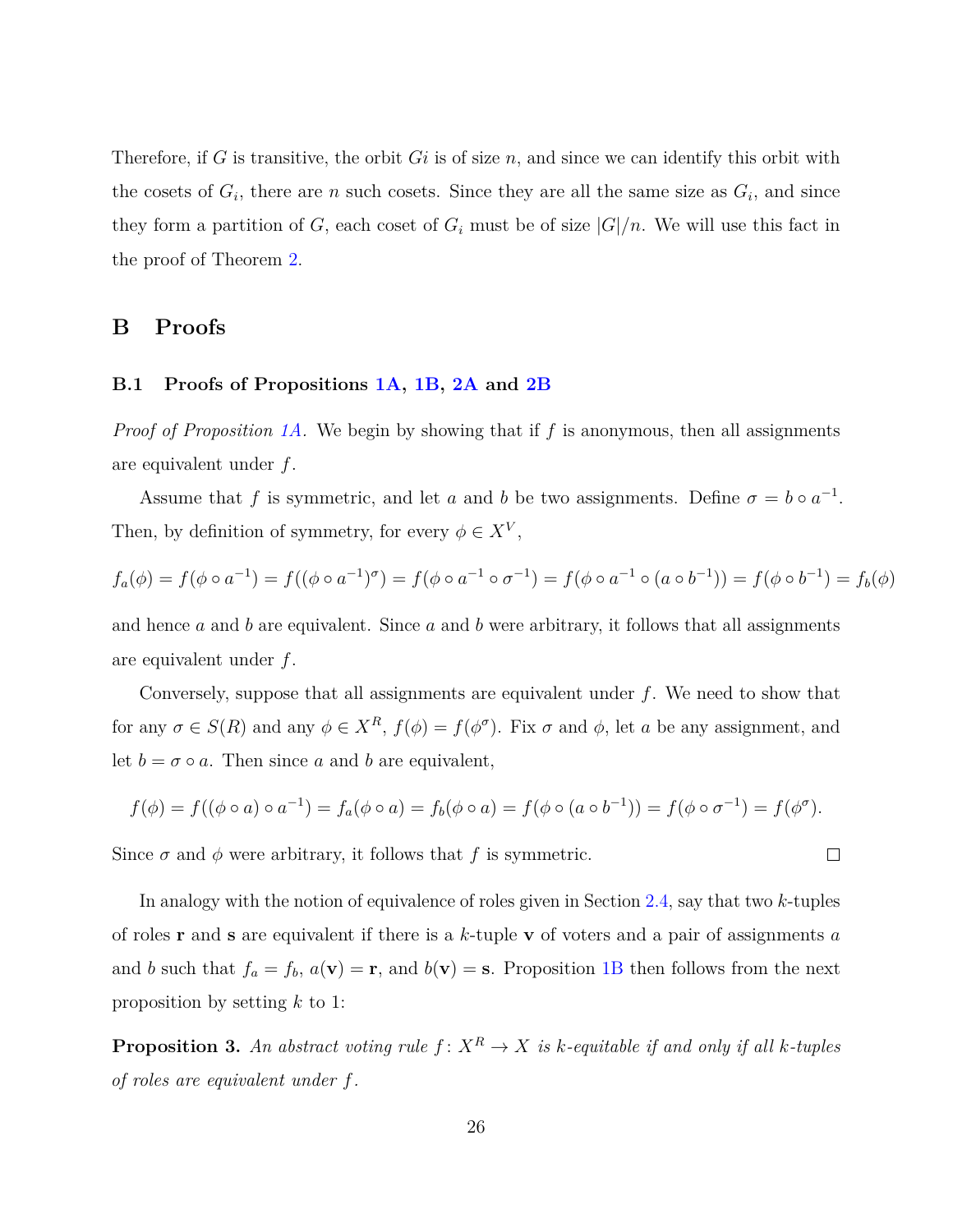Therefore, if $G$ is transitive, the orbit $Gi$ is of size $n$, and since we can identify this orbit with the cosets of $G_i$, there are $n$ such cosets. Since they are all the same size as $G_i$, and since they form a partition of $G$, each coset of $G_i$ must be of size $|G|/n$. We will use this fact in the proof of Theorem 2.

# B Proofs

## B.1 Proofs of Propositions 1A, 1B, 2A and 2B

*Proof of Proposition 1A.* We begin by showing that if $f$ is anonymous, then all assignments are equivalent under $f$.

Assume that $f$ is symmetric, and let $a$ and $b$ be two assignments. Define $\sigma = b \circ a^{-1}$. Then, by definition of symmetry, for every $\phi \in X^V$,

$$f_a(\phi) = f(\phi \circ a^{-1}) = f((\phi \circ a^{-1})^\sigma) = f(\phi \circ a^{-1} \circ \sigma^{-1}) = f(\phi \circ a^{-1} \circ (a \circ b^{-1})) = f(\phi \circ b^{-1}) = f_b(\phi)$$

and hence $a$ and $b$ are equivalent. Since $a$ and $b$ were arbitrary, it follows that all assignments are equivalent under $f$.

Conversely, suppose that all assignments are equivalent under $f$. We need to show that for any $\sigma \in S(R)$ and any $\phi \in X^R$, $f(\phi) = f(\phi^\sigma)$. Fix $\sigma$ and $\phi$, let $a$ be any assignment, and let $b = \sigma \circ a$. Then since $a$ and $b$ are equivalent,

$$f(\phi) = f((\phi \circ a) \circ a^{-1}) = f_a(\phi \circ a) = f_b(\phi \circ a) = f(\phi \circ (a \circ b^{-1})) = f(\phi \circ \sigma^{-1}) = f(\phi^\sigma).$$

Since $\sigma$ and $\phi$ were arbitrary, it follows that $f$ is symmetric. □

In analogy with the notion of equivalence of roles given in Section 2.4, say that two $k$-tuples of roles $\mathbf{r}$ and $\mathbf{s}$ are equivalent if there is a $k$-tuple $\mathbf{v}$ of voters and a pair of assignments $a$ and $b$ such that $f_a = f_b$, $a(\mathbf{v}) = \mathbf{r}$, and $b(\mathbf{v}) = \mathbf{s}$. Proposition 1B then follows from the next proposition by setting $k$ to 1:

**Proposition 3.** *An abstract voting rule $f : X^R \to X$ is $k$-equitable if and only if all $k$-tuples of roles are equivalent under $f$.*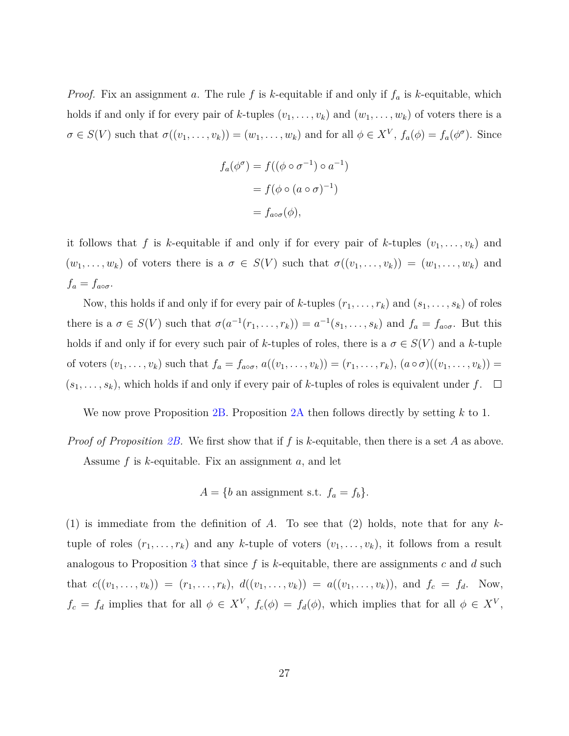*Proof.* Fix an assignment $a$. The rule $f$ is $k$-equitable if and only if $f_a$ is $k$-equitable, which holds if and only if for every pair of $k$-tuples $(v_1, \ldots, v_k)$ and $(w_1, \ldots, w_k)$ of voters there is a $\sigma \in S(V)$ such that $\sigma((v_1, \ldots, v_k)) = (w_1, \ldots, w_k)$ and for all $\phi \in X^V$, $f_a(\phi) = f_a(\phi^\sigma)$. Since

$$\begin{aligned}
f_a(\phi^\sigma) &= f((\phi \circ \sigma^{-1}) \circ a^{-1}) \\
&= f(\phi \circ (a \circ \sigma)^{-1}) \\
&= f_{a \circ \sigma}(\phi),
\end{aligned}$$

it follows that $f$ is $k$-equitable if and only if for every pair of $k$-tuples $(v_1, \ldots, v_k)$ and $(w_1, \ldots, w_k)$ of voters there is a $\sigma \in S(V)$ such that $\sigma((v_1, \ldots, v_k)) = (w_1, \ldots, w_k)$ and $f_a = f_{a \circ \sigma}$.

Now, this holds if and only if for every pair of $k$-tuples $(r_1, \ldots, r_k)$ and $(s_1, \ldots, s_k)$ of roles there is a $\sigma \in S(V)$ such that $\sigma(a^{-1}(r_1, \ldots, r_k)) = a^{-1}(s_1, \ldots, s_k)$ and $f_a = f_{a \circ \sigma}$. But this holds if and only if for every such pair of $k$-tuples of roles, there is a $\sigma \in S(V)$ and a $k$-tuple of voters $(v_1, \ldots, v_k)$ such that $f_a = f_{a \circ \sigma}$, $a((v_1, \ldots, v_k)) = (r_1, \ldots, r_k)$, $(a \circ \sigma)((v_1, \ldots, v_k)) = (s_1, \ldots, s_k)$, which holds if and only if every pair of $k$-tuples of roles is equivalent under $f$. $\square$

We now prove Proposition 2B. Proposition 2A then follows directly by setting $k$ to 1.

*Proof of Proposition 2B.* We first show that if $f$ is $k$-equitable, then there is a set $A$ as above.

Assume $f$ is $k$-equitable. Fix an assignment $a$, and let

$$A = \{b \text{ an assignment s.t. } f_a = f_b\}.$$

(1) is immediate from the definition of $A$. To see that (2) holds, note that for any $k$-tuple of roles $(r_1, \ldots, r_k)$ and any $k$-tuple of voters $(v_1, \ldots, v_k)$, it follows from a result analogous to Proposition 3 that since $f$ is $k$-equitable, there are assignments $c$ and $d$ such that $c((v_1, \ldots, v_k)) = (r_1, \ldots, r_k)$, $d((v_1, \ldots, v_k)) = a((v_1, \ldots, v_k))$, and $f_c = f_d$. Now, $f_c = f_d$ implies that for all $\phi \in X^V$, $f_c(\phi) = f_d(\phi)$, which implies that for all $\phi \in X^V$,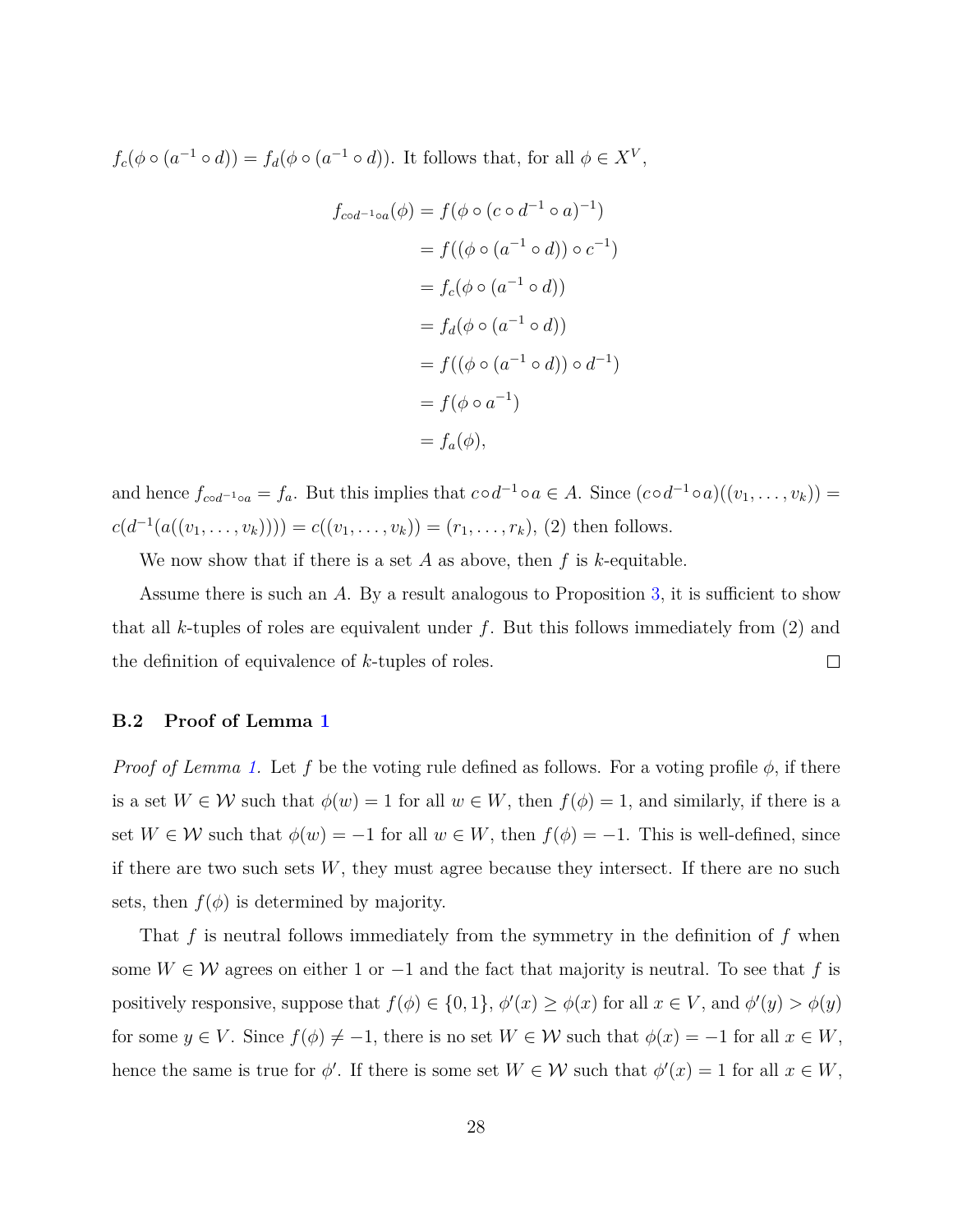$f_c(\phi \circ (a^{-1} \circ d)) = f_d(\phi \circ (a^{-1} \circ d))$. It follows that, for all $\phi \in X^V$,

$$
\begin{aligned}
f_{c \circ d^{-1} \circ a}(\phi) &= f(\phi \circ (c \circ d^{-1} \circ a)^{-1}) \\
&= f((\phi \circ (a^{-1} \circ d)) \circ c^{-1}) \\
&= f_c(\phi \circ (a^{-1} \circ d)) \\
&= f_d(\phi \circ (a^{-1} \circ d)) \\
&= f((\phi \circ (a^{-1} \circ d)) \circ d^{-1}) \\
&= f(\phi \circ a^{-1}) \\
&= f_a(\phi),
\end{aligned}
$$

and hence $f_{c \circ d^{-1} \circ a} = f_a$. But this implies that $c \circ d^{-1} \circ a \in A$. Since $(c \circ d^{-1} \circ a)((v_1, \dots, v_k)) = c(d^{-1}(a((v_1, \dots, v_k)))) = c((v_1, \dots, v_k)) = (r_1, \dots, r_k)$, (2) then follows.

We now show that if there is a set $A$ as above, then $f$ is $k$-equitable.

Assume there is such an $A$. By a result analogous to Proposition 3, it is sufficient to show that all $k$-tuples of roles are equivalent under $f$. But this follows immediately from (2) and the definition of equivalence of $k$-tuples of roles. □

### B.2 Proof of Lemma 1

*Proof of Lemma 1.* Let $f$ be the voting rule defined as follows. For a voting profile $\phi$, if there is a set $W \in \mathcal{W}$ such that $\phi(w) = 1$ for all $w \in W$, then $f(\phi) = 1$, and similarly, if there is a set $W \in \mathcal{W}$ such that $\phi(w) = -1$ for all $w \in W$, then $f(\phi) = -1$. This is well-defined, since if there are two such sets $W$, they must agree because they intersect. If there are no such sets, then $f(\phi)$ is determined by majority.

That $f$ is neutral follows immediately from the symmetry in the definition of $f$ when some $W \in \mathcal{W}$ agrees on either 1 or $-1$ and the fact that majority is neutral. To see that $f$ is positively responsive, suppose that $f(\phi) \in \{0, 1\}$, $\phi'(x) \geq \phi(x)$ for all $x \in V$, and $\phi'(y) > \phi(y)$ for some $y \in V$. Since $f(\phi) \neq -1$, there is no set $W \in \mathcal{W}$ such that $\phi(x) = -1$ for all $x \in W$, hence the same is true for $\phi'$. If there is some set $W \in \mathcal{W}$ such that $\phi'(x) = 1$ for all $x \in W$,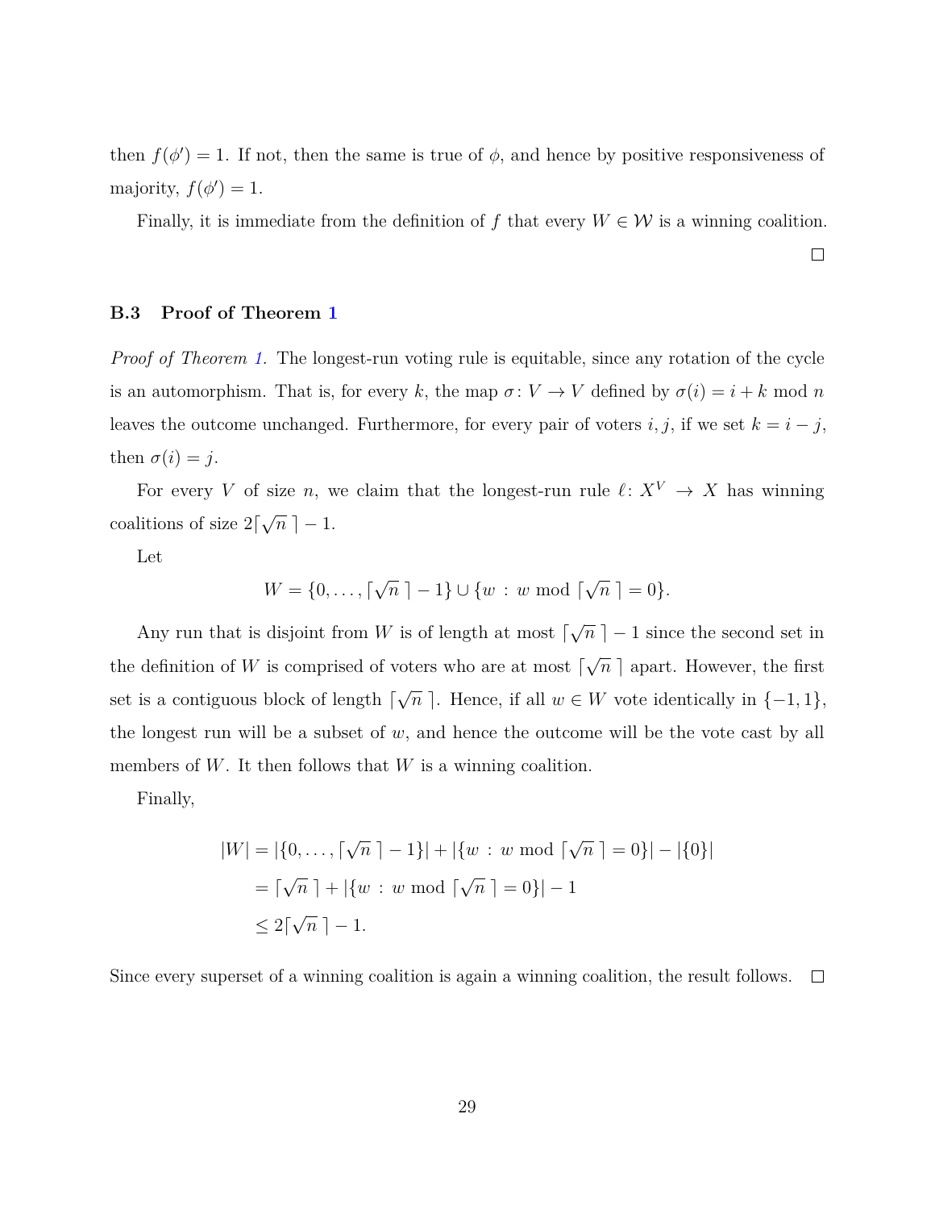then $f(\phi') = 1$. If not, then the same is true of $\phi$, and hence by positive responsiveness of majority, $f(\phi') = 1$.

Finally, it is immediate from the definition of $f$ that every $W \in \mathcal{W}$ is a winning coalition. $\square$

### B.3 Proof of Theorem 1

*Proof of Theorem 1.* The longest-run voting rule is equitable, since any rotation of the cycle is an automorphism. That is, for every $k$, the map $\sigma \colon V \to V$ defined by $\sigma(i) = i + k \bmod n$ leaves the outcome unchanged. Furthermore, for every pair of voters $i, j$, if we set $k = i - j$, then $\sigma(i) = j$.

For every $V$ of size $n$, we claim that the longest-run rule $\ell \colon X^V \to X$ has winning coalitions of size $2\lceil \sqrt{n}\, \rceil - 1$.

Let

$$W = \{0, \ldots, \lceil \sqrt{n}\, \rceil - 1\} \cup \{w \,:\, w \bmod \lceil \sqrt{n}\, \rceil = 0\}.$$

Any run that is disjoint from $W$ is of length at most $\lceil \sqrt{n}\, \rceil - 1$ since the second set in the definition of $W$ is comprised of voters who are at most $\lceil \sqrt{n}\, \rceil$ apart. However, the first set is a contiguous block of length $\lceil \sqrt{n}\, \rceil$. Hence, if all $w \in W$ vote identically in $\{-1, 1\}$, the longest run will be a subset of $w$, and hence the outcome will be the vote cast by all members of $W$. It then follows that $W$ is a winning coalition.

Finally,

$$\begin{aligned}
|W| &= |\{0, \ldots, \lceil \sqrt{n}\, \rceil - 1\}| + |\{w \,:\, w \bmod \lceil \sqrt{n}\, \rceil = 0\}| - |\{0\}| \\
&= \lceil \sqrt{n}\, \rceil + |\{w \,:\, w \bmod \lceil \sqrt{n}\, \rceil = 0\}| - 1 \\
&\leq 2\lceil \sqrt{n}\, \rceil - 1.
\end{aligned}$$

Since every superset of a winning coalition is again a winning coalition, the result follows. $\square$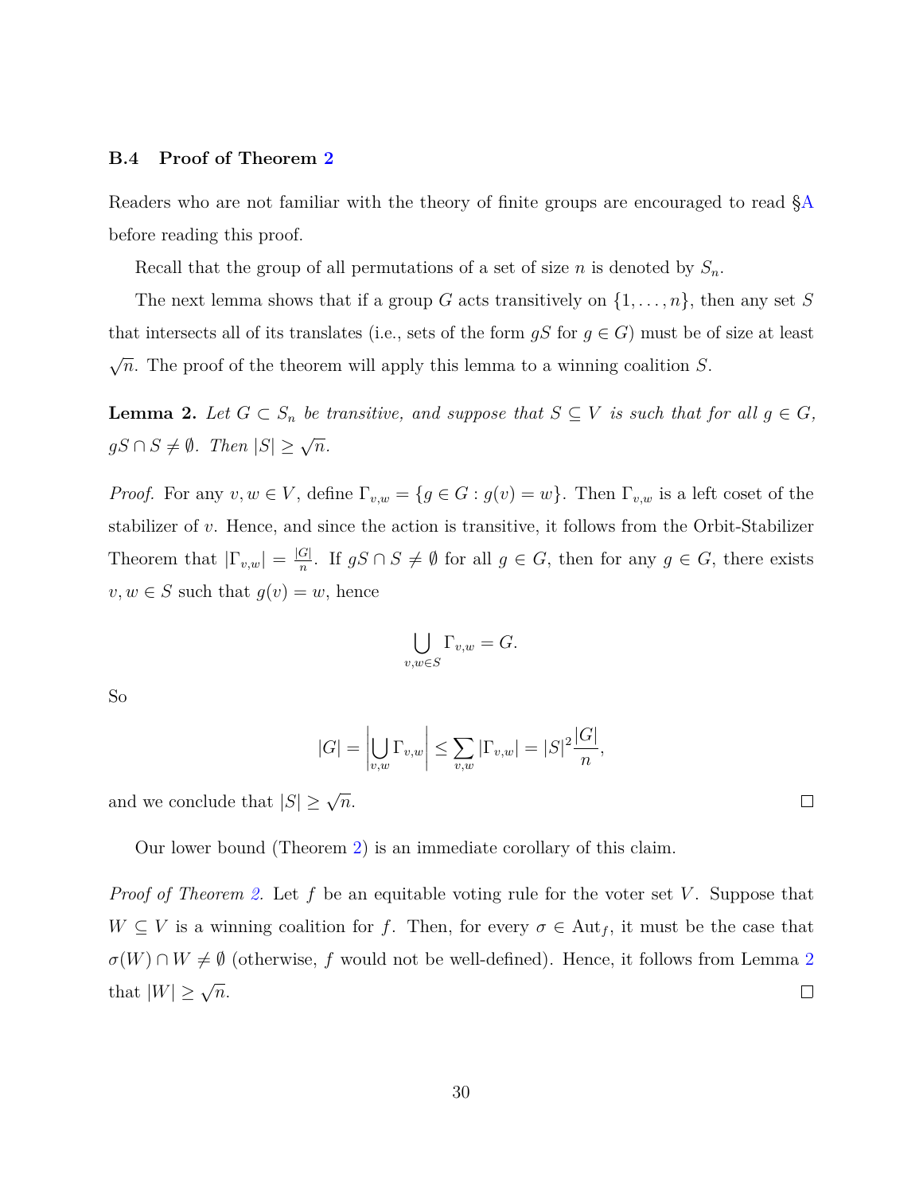### B.4 Proof of Theorem 2

Readers who are not familiar with the theory of finite groups are encouraged to read §A before reading this proof.

Recall that the group of all permutations of a set of size $n$ is denoted by $S_n$.

The next lemma shows that if a group $G$ acts transitively on $\{1, \dots, n\}$, then any set $S$ that intersects all of its translates (i.e., sets of the form $gS$ for $g \in G$) must be of size at least $\sqrt{n}$. The proof of the theorem will apply this lemma to a winning coalition $S$.

**Lemma 2.** *Let $G \subset S_n$ be transitive, and suppose that $S \subseteq V$ is such that for all $g \in G$, $gS \cap S \neq \emptyset$. Then $|S| \geq \sqrt{n}$.*

*Proof.* For any $v, w \in V$, define $\Gamma_{v,w} = \{g \in G : g(v) = w\}$. Then $\Gamma_{v,w}$ is a left coset of the stabilizer of $v$. Hence, and since the action is transitive, it follows from the Orbit-Stabilizer Theorem that $|\Gamma_{v,w}| = \frac{|G|}{n}$. If $gS \cap S \neq \emptyset$ for all $g \in G$, then for any $g \in G$, there exists $v, w \in S$ such that $g(v) = w$, hence

$$\bigcup_{v,w \in S} \Gamma_{v,w} = G.$$

So

$$|G| = \left| \bigcup_{v,w} \Gamma_{v,w} \right| \leq \sum_{v,w} |\Gamma_{v,w}| = |S|^2 \frac{|G|}{n},$$

and we conclude that $|S| \geq \sqrt{n}$. □

Our lower bound (Theorem 2) is an immediate corollary of this claim.

*Proof of Theorem 2.* Let $f$ be an equitable voting rule for the voter set $V$. Suppose that $W \subseteq V$ is a winning coalition for $f$. Then, for every $\sigma \in \mathrm{Aut}_f$, it must be the case that $\sigma(W) \cap W \neq \emptyset$ (otherwise, $f$ would not be well-defined). Hence, it follows from Lemma 2 that $|W| \geq \sqrt{n}$. □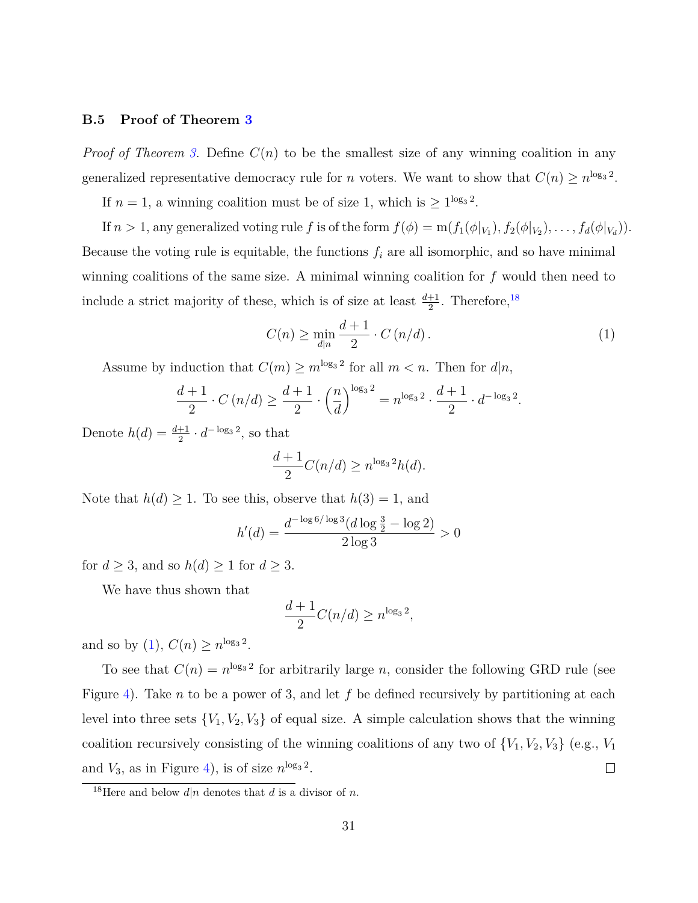### B.5 Proof of Theorem 3

*Proof of Theorem 3.* Define $C(n)$ to be the smallest size of any winning coalition in any generalized representative democracy rule for $n$ voters. We want to show that $C(n) \geq n^{\log_3 2}$.

If $n = 1$, a winning coalition must be of size 1, which is $\geq 1^{\log_3 2}$.

If $n > 1$, any generalized voting rule $f$ is of the form $f(\phi) = \mathrm{m}(f_1(\phi|_{V_1}), f_2(\phi|_{V_2}), \ldots, f_d(\phi|_{V_d}))$. Because the voting rule is equitable, the functions $f_i$ are all isomorphic, and so have minimal winning coalitions of the same size. A minimal winning coalition for $f$ would then need to include a strict majority of these, which is of size at least $\frac{d+1}{2}$. Therefore,[18]

$$C(n) \geq \min_{d|n} \frac{d+1}{2} \cdot C\left(n/d\right). \tag{1}$$

Assume by induction that $C(m) \geq m^{\log_3 2}$ for all $m < n$. Then for $d|n$,

$$\frac{d+1}{2} \cdot C\left(n/d\right) \geq \frac{d+1}{2} \cdot \left(\frac{n}{d}\right)^{\log_3 2} = n^{\log_3 2} \cdot \frac{d+1}{2} \cdot d^{-\log_3 2}.$$

Denote $h(d) = \frac{d+1}{2} \cdot d^{-\log_3 2}$, so that

$$\frac{d+1}{2} C(n/d) \geq n^{\log_3 2} h(d).$$

Note that $h(d) \geq 1$. To see this, observe that $h(3) = 1$, and

$$h'(d) = \frac{d^{-\log 6/\log 3}(d \log \frac{3}{2} - \log 2)}{2 \log 3} > 0$$

for $d \geq 3$, and so $h(d) \geq 1$ for $d \geq 3$.

We have thus shown that

$$\frac{d+1}{2} C(n/d) \geq n^{\log_3 2},$$

and so by (1), $C(n) \geq n^{\log_3 2}$.

To see that $C(n) = n^{\log_3 2}$ for arbitrarily large $n$, consider the following GRD rule (see Figure 4). Take $n$ to be a power of 3, and let $f$ be defined recursively by partitioning at each level into three sets $\{V_1, V_2, V_3\}$ of equal size. A simple calculation shows that the winning coalition recursively consisting of the winning coalitions of any two of $\{V_1, V_2, V_3\}$ (e.g., $V_1$ and $V_3$, as in Figure 4), is of size $n^{\log_3 2}$. □

[18] Here and below $d|n$ denotes that $d$ is a divisor of $n$.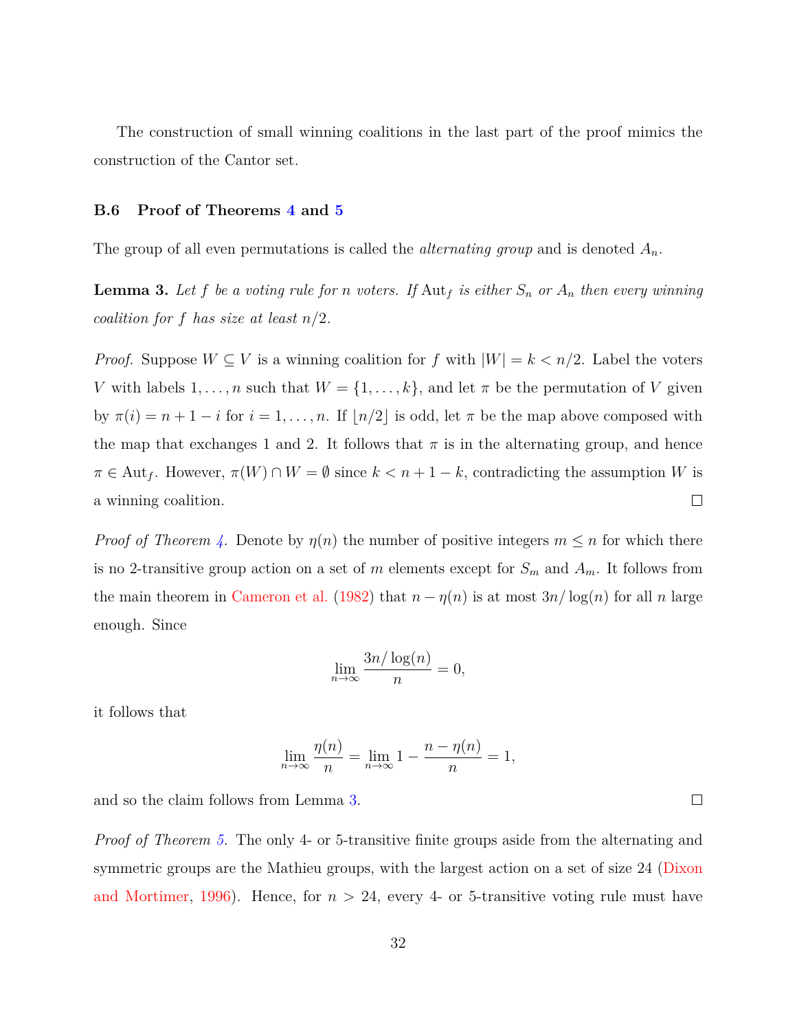The construction of small winning coalitions in the last part of the proof mimics the construction of the Cantor set.

### B.6 Proof of Theorems 4 and 5

The group of all even permutations is called the *alternating group* and is denoted $A_n$.

**Lemma 3.** *Let $f$ be a voting rule for $n$ voters. If $\mathrm{Aut}_f$ is either $S_n$ or $A_n$ then every winning coalition for $f$ has size at least $n/2$.*

*Proof.* Suppose $W \subseteq V$ is a winning coalition for $f$ with $|W| = k < n/2$. Label the voters $V$ with labels $1, \ldots, n$ such that $W = \{1, \ldots, k\}$, and let $\pi$ be the permutation of $V$ given by $\pi(i) = n + 1 - i$ for $i = 1, \ldots, n$. If $\lfloor n/2 \rfloor$ is odd, let $\pi$ be the map above composed with the map that exchanges 1 and 2. It follows that $\pi$ is in the alternating group, and hence $\pi \in \mathrm{Aut}_f$. However, $\pi(W) \cap W = \emptyset$ since $k < n + 1 - k$, contradicting the assumption $W$ is a winning coalition. □

*Proof of Theorem 4.* Denote by $\eta(n)$ the number of positive integers $m \leq n$ for which there is no 2-transitive group action on a set of $m$ elements except for $S_m$ and $A_m$. It follows from the main theorem in Cameron et al. (1982) that $n - \eta(n)$ is at most $3n/\log(n)$ for all $n$ large enough. Since

$$\lim_{n\to\infty} \frac{3n/\log(n)}{n} = 0,$$

it follows that

$$\lim_{n\to\infty} \frac{\eta(n)}{n} = \lim_{n\to\infty} 1 - \frac{n - \eta(n)}{n} = 1,$$

and so the claim follows from Lemma 3. □

*Proof of Theorem 5.* The only 4- or 5-transitive finite groups aside from the alternating and symmetric groups are the Mathieu groups, with the largest action on a set of size 24 (Dixon and Mortimer, 1996). Hence, for $n > 24$, every 4- or 5-transitive voting rule must have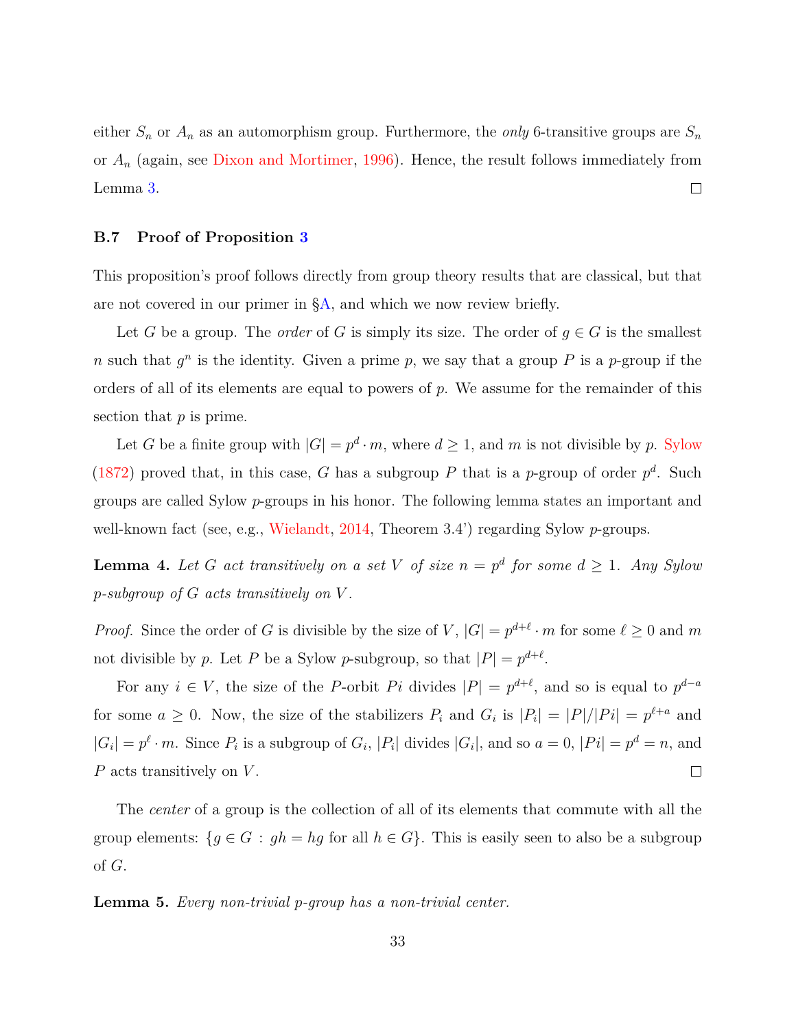either $S_n$ or $A_n$ as an automorphism group. Furthermore, the *only* 6-transitive groups are $S_n$ or $A_n$ (again, see Dixon and Mortimer, 1996). Hence, the result follows immediately from Lemma 3. □

### B.7 Proof of Proposition 3

This proposition's proof follows directly from group theory results that are classical, but that are not covered in our primer in §A, and which we now review briefly.

Let $G$ be a group. The *order* of $G$ is simply its size. The order of $g \in G$ is the smallest $n$ such that $g^n$ is the identity. Given a prime $p$, we say that a group $P$ is a $p$-group if the orders of all of its elements are equal to powers of $p$. We assume for the remainder of this section that $p$ is prime.

Let $G$ be a finite group with $|G| = p^d \cdot m$, where $d \geq 1$, and $m$ is not divisible by $p$. Sylow (1872) proved that, in this case, $G$ has a subgroup $P$ that is a $p$-group of order $p^d$. Such groups are called Sylow $p$-groups in his honor. The following lemma states an important and well-known fact (see, e.g., Wielandt, 2014, Theorem 3.4') regarding Sylow $p$-groups.

**Lemma 4.** *Let $G$ act transitively on a set $V$ of size $n = p^d$ for some $d \geq 1$. Any Sylow $p$-subgroup of $G$ acts transitively on $V$.*

*Proof.* Since the order of $G$ is divisible by the size of $V$, $|G| = p^{d+\ell} \cdot m$ for some $\ell \geq 0$ and $m$ not divisible by $p$. Let $P$ be a Sylow $p$-subgroup, so that $|P| = p^{d+\ell}$.

For any $i \in V$, the size of the $P$-orbit $Pi$ divides $|P| = p^{d+\ell}$, and so is equal to $p^{d-a}$ for some $a \geq 0$. Now, the size of the stabilizers $P_i$ and $G_i$ is $|P_i| = |P|/|Pi| = p^{\ell+a}$ and $|G_i| = p^\ell \cdot m$. Since $P_i$ is a subgroup of $G_i$, $|P_i|$ divides $|G_i|$, and so $a = 0$, $|Pi| = p^d = n$, and $P$ acts transitively on $V$. □

The *center* of a group is the collection of all of its elements that commute with all the group elements: $\{g \in G : gh = hg \text{ for all } h \in G\}$. This is easily seen to also be a subgroup of $G$.

**Lemma 5.** *Every non-trivial $p$-group has a non-trivial center.*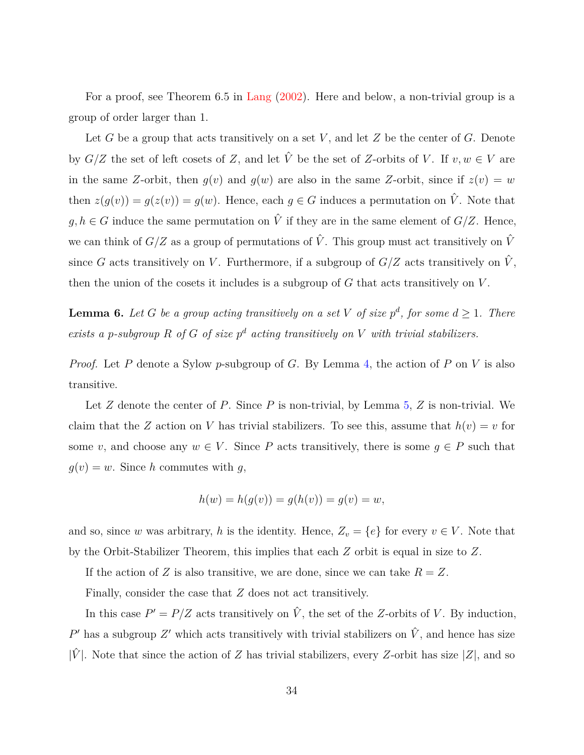For a proof, see Theorem 6.5 in Lang (2002). Here and below, a non-trivial group is a group of order larger than 1.

Let $G$ be a group that acts transitively on a set $V$, and let $Z$ be the center of $G$. Denote by $G/Z$ the set of left cosets of $Z$, and let $\hat{V}$ be the set of $Z$-orbits of $V$. If $v, w \in V$ are in the same $Z$-orbit, then $g(v)$ and $g(w)$ are also in the same $Z$-orbit, since if $z(v) = w$ then $z(g(v)) = g(z(v)) = g(w)$. Hence, each $g \in G$ induces a permutation on $\hat{V}$. Note that $g, h \in G$ induce the same permutation on $\hat{V}$ if they are in the same element of $G/Z$. Hence, we can think of $G/Z$ as a group of permutations of $\hat{V}$. This group must act transitively on $\hat{V}$ since $G$ acts transitively on $V$. Furthermore, if a subgroup of $G/Z$ acts transitively on $\hat{V}$, then the union of the cosets it includes is a subgroup of $G$ that acts transitively on $V$.

**Lemma 6.** *Let $G$ be a group acting transitively on a set $V$ of size $p^d$, for some $d \geq 1$. There exists a $p$-subgroup $R$ of $G$ of size $p^d$ acting transitively on $V$ with trivial stabilizers.*

*Proof.* Let $P$ denote a Sylow $p$-subgroup of $G$. By Lemma 4, the action of $P$ on $V$ is also transitive.

Let $Z$ denote the center of $P$. Since $P$ is non-trivial, by Lemma 5, $Z$ is non-trivial. We claim that the $Z$ action on $V$ has trivial stabilizers. To see this, assume that $h(v) = v$ for some $v$, and choose any $w \in V$. Since $P$ acts transitively, there is some $g \in P$ such that $g(v) = w$. Since $h$ commutes with $g$,

$$h(w) = h(g(v)) = g(h(v)) = g(v) = w,$$

and so, since $w$ was arbitrary, $h$ is the identity. Hence, $Z_v = \{e\}$ for every $v \in V$. Note that by the Orbit-Stabilizer Theorem, this implies that each $Z$ orbit is equal in size to $Z$.

If the action of $Z$ is also transitive, we are done, since we can take $R = Z$.

Finally, consider the case that $Z$ does not act transitively.

In this case $P' = P/Z$ acts transitively on $\hat{V}$, the set of the $Z$-orbits of $V$. By induction, $P'$ has a subgroup $Z'$ which acts transitively with trivial stabilizers on $\hat{V}$, and hence has size $|\hat{V}|$. Note that since the action of $Z$ has trivial stabilizers, every $Z$-orbit has size $|Z|$, and so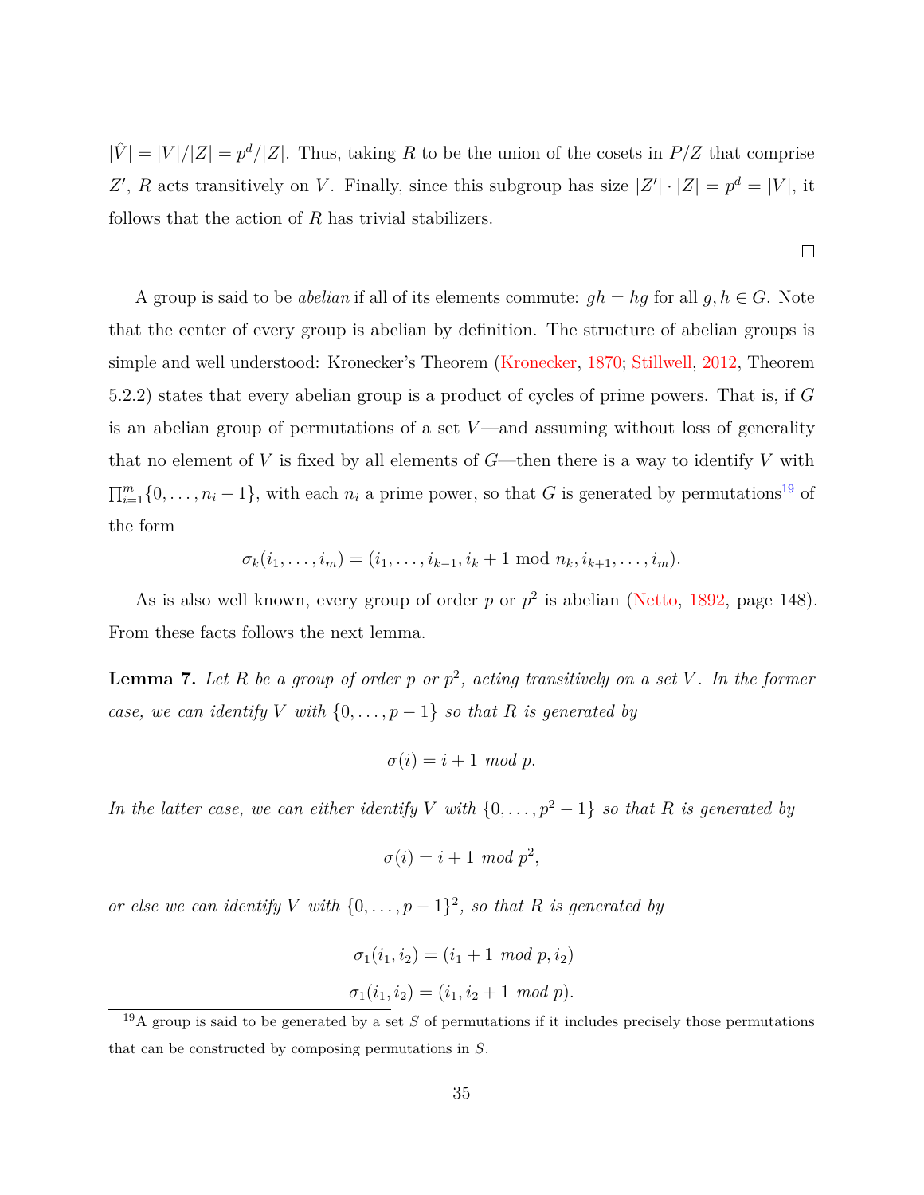$|\hat{V}| = |V|/|Z| = p^d/|Z|$. Thus, taking $R$ to be the union of the cosets in $P/Z$ that comprise $Z'$, $R$ acts transitively on $V$. Finally, since this subgroup has size $|Z'| \cdot |Z| = p^d = |V|$, it follows that the action of $R$ has trivial stabilizers.

□

A group is said to be *abelian* if all of its elements commute: $gh = hg$ for all $g, h \in G$. Note that the center of every group is abelian by definition. The structure of abelian groups is simple and well understood: Kronecker's Theorem (Kronecker, 1870; Stillwell, 2012, Theorem 5.2.2) states that every abelian group is a product of cycles of prime powers. That is, if $G$ is an abelian group of permutations of a set $V$—and assuming without loss of generality that no element of $V$ is fixed by all elements of $G$—then there is a way to identify $V$ with $\prod_{i=1}^{m}\{0, \ldots, n_i - 1\}$, with each $n_i$ a prime power, so that $G$ is generated by permutations[19] of the form

$$\sigma_k(i_1, \ldots, i_m) = (i_1, \ldots, i_{k-1}, i_k + 1 \bmod n_k, i_{k+1}, \ldots, i_m).$$

As is also well known, every group of order $p$ or $p^2$ is abelian (Netto, 1892, page 148). From these facts follows the next lemma.

**Lemma 7.** *Let $R$ be a group of order $p$ or $p^2$, acting transitively on a set $V$. In the former case, we can identify $V$ with $\{0, \ldots, p-1\}$ so that $R$ is generated by*

$$\sigma(i) = i + 1 \bmod p.$$

*In the latter case, we can either identify $V$ with $\{0, \ldots, p^2 - 1\}$ so that $R$ is generated by*

$$\sigma(i) = i + 1 \bmod p^2,$$

*or else we can identify $V$ with $\{0, \ldots, p-1\}^2$, so that $R$ is generated by*

$$\sigma_1(i_1, i_2) = (i_1 + 1 \bmod p, i_2)$$

$$\sigma_1(i_1, i_2) = (i_1, i_2 + 1 \bmod p).$$

[19] A group is said to be generated by a set $S$ of permutations if it includes precisely those permutations that can be constructed by composing permutations in $S$.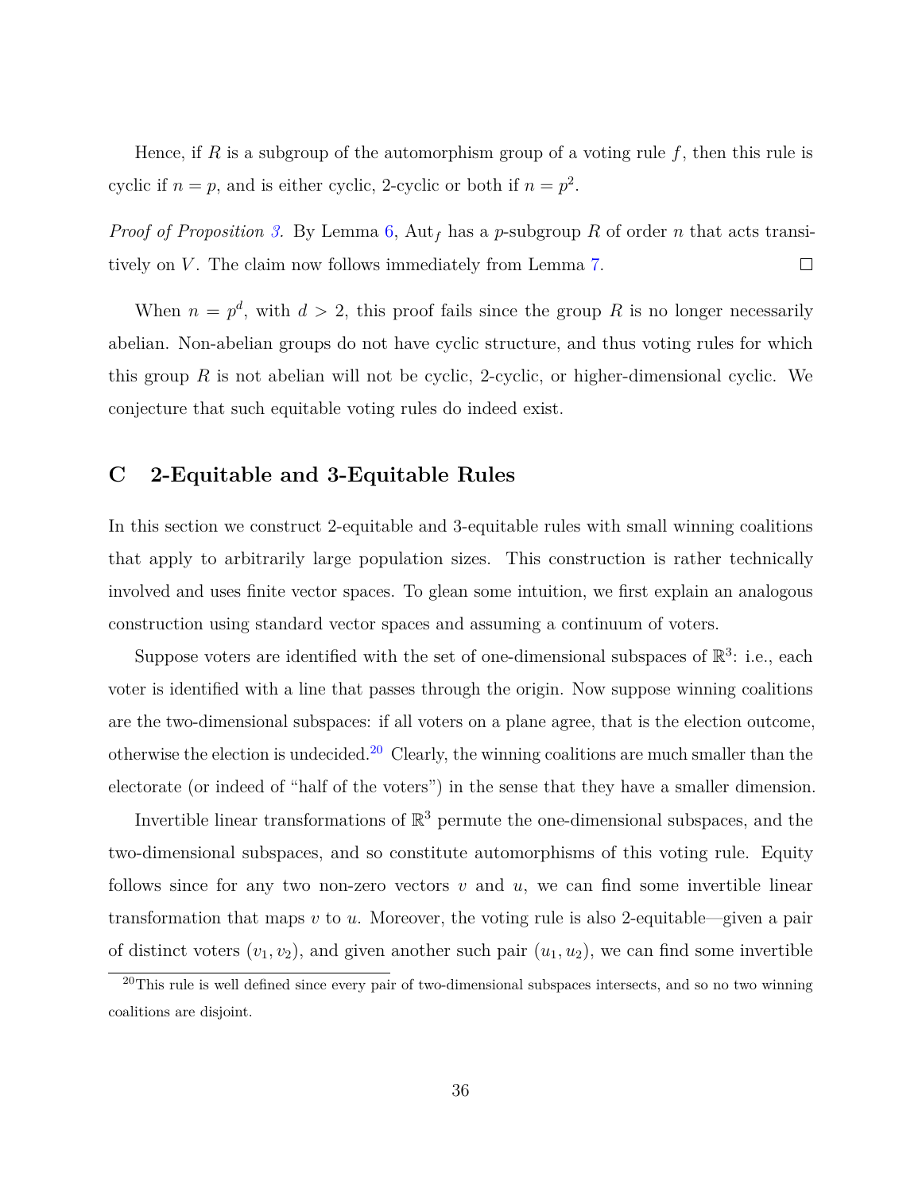Hence, if $R$ is a subgroup of the automorphism group of a voting rule $f$, then this rule is cyclic if $n = p$, and is either cyclic, 2-cyclic or both if $n = p^2$.

*Proof of Proposition 3.* By Lemma 6, $\mathrm{Aut}_f$ has a $p$-subgroup $R$ of order $n$ that acts transitively on $V$. The claim now follows immediately from Lemma 7. $\square$

When $n = p^d$, with $d > 2$, this proof fails since the group $R$ is no longer necessarily abelian. Non-abelian groups do not have cyclic structure, and thus voting rules for which this group $R$ is not abelian will not be cyclic, 2-cyclic, or higher-dimensional cyclic. We conjecture that such equitable voting rules do indeed exist.

## C 2-Equitable and 3-Equitable Rules

In this section we construct 2-equitable and 3-equitable rules with small winning coalitions that apply to arbitrarily large population sizes. This construction is rather technically involved and uses finite vector spaces. To glean some intuition, we first explain an analogous construction using standard vector spaces and assuming a continuum of voters.

Suppose voters are identified with the set of one-dimensional subspaces of $\mathbb{R}^3$: i.e., each voter is identified with a line that passes through the origin. Now suppose winning coalitions are the two-dimensional subspaces: if all voters on a plane agree, that is the election outcome, otherwise the election is undecided.[20] Clearly, the winning coalitions are much smaller than the electorate (or indeed of "half of the voters") in the sense that they have a smaller dimension.

Invertible linear transformations of $\mathbb{R}^3$ permute the one-dimensional subspaces, and the two-dimensional subspaces, and so constitute automorphisms of this voting rule. Equity follows since for any two non-zero vectors $v$ and $u$, we can find some invertible linear transformation that maps $v$ to $u$. Moreover, the voting rule is also 2-equitable—given a pair of distinct voters $(v_1, v_2)$, and given another such pair $(u_1, u_2)$, we can find some invertible

[20] This rule is well defined since every pair of two-dimensional subspaces intersects, and so no two winning coalitions are disjoint.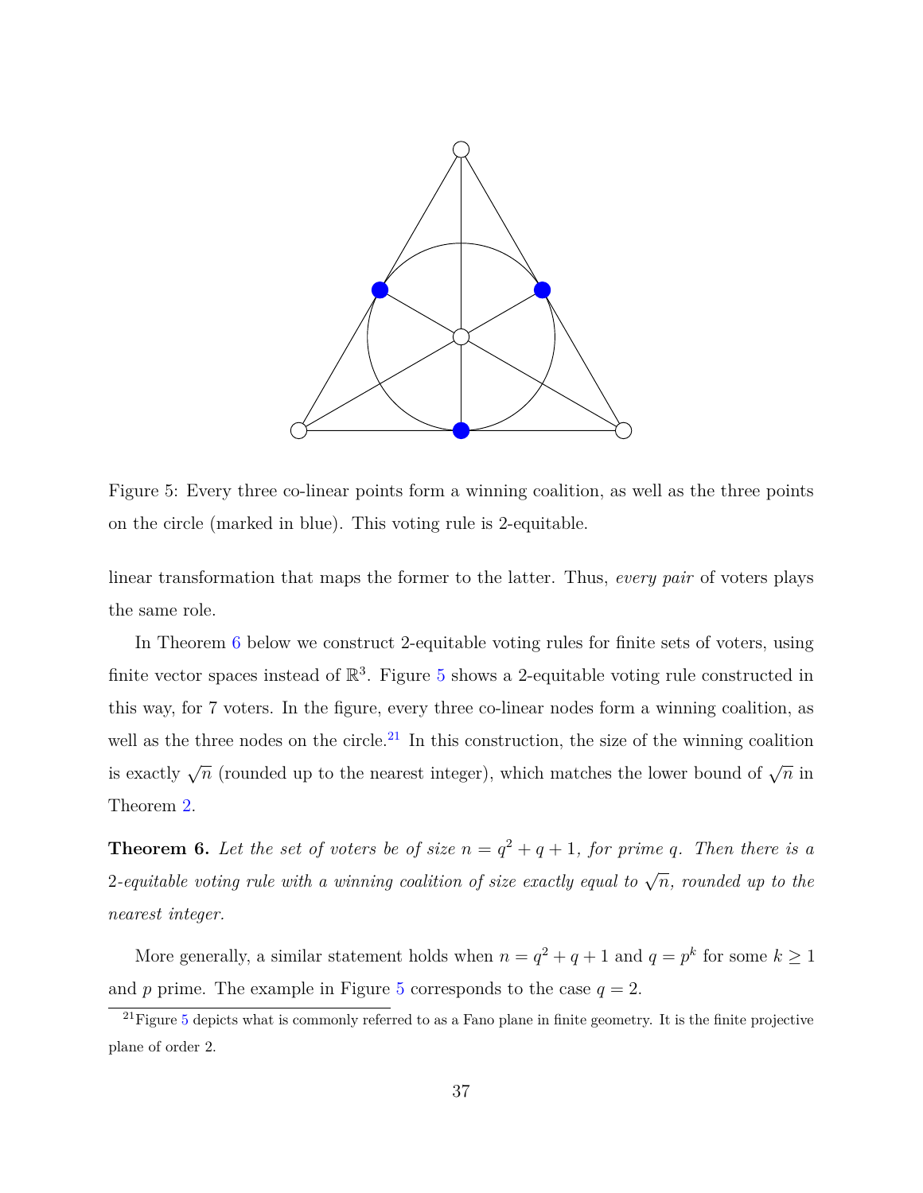Figure 5: Every three co-linear points form a winning coalition, as well as the three points on the circle (marked in blue). This voting rule is 2-equitable.

linear transformation that maps the former to the latter. Thus, *every pair* of voters plays the same role.

In Theorem 6 below we construct 2-equitable voting rules for finite sets of voters, using finite vector spaces instead of $\mathbb{R}^3$. Figure 5 shows a 2-equitable voting rule constructed in this way, for 7 voters. In the figure, every three co-linear nodes form a winning coalition, as well as the three nodes on the circle.[21] In this construction, the size of the winning coalition is exactly $\sqrt{n}$ (rounded up to the nearest integer), which matches the lower bound of $\sqrt{n}$ in Theorem 2.

**Theorem 6.** *Let the set of voters be of size $n = q^2 + q + 1$, for prime $q$. Then there is a 2-equitable voting rule with a winning coalition of size exactly equal to $\sqrt{n}$, rounded up to the nearest integer.*

More generally, a similar statement holds when $n = q^2 + q + 1$ and $q = p^k$ for some $k \geq 1$ and $p$ prime. The example in Figure 5 corresponds to the case $q = 2$.

[21] Figure 5 depicts what is commonly referred to as a Fano plane in finite geometry. It is the finite projective plane of order 2.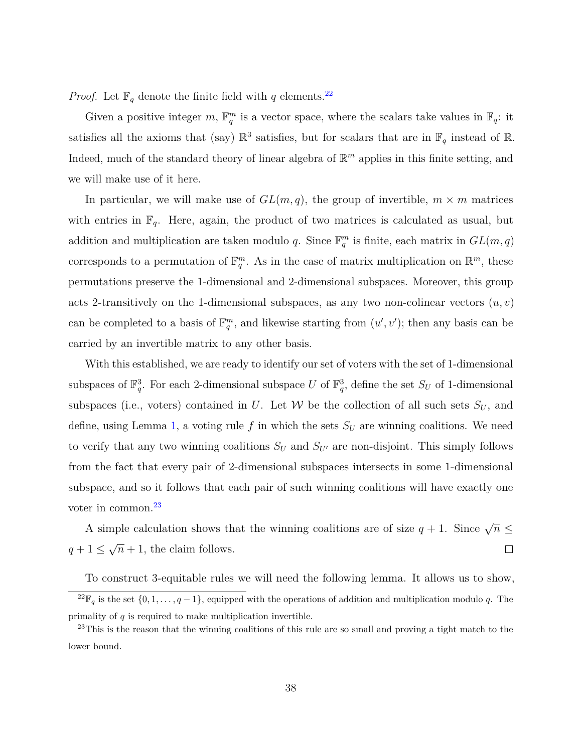*Proof.* Let $\mathbb{F}_q$ denote the finite field with $q$ elements.[22]

Given a positive integer $m$, $\mathbb{F}_q^m$ is a vector space, where the scalars take values in $\mathbb{F}_q$: it satisfies all the axioms that (say) $\mathbb{R}^3$ satisfies, but for scalars that are in $\mathbb{F}_q$ instead of $\mathbb{R}$. Indeed, much of the standard theory of linear algebra of $\mathbb{R}^m$ applies in this finite setting, and we will make use of it here.

In particular, we will make use of $GL(m, q)$, the group of invertible, $m \times m$ matrices with entries in $\mathbb{F}_q$. Here, again, the product of two matrices is calculated as usual, but addition and multiplication are taken modulo $q$. Since $\mathbb{F}_q^m$ is finite, each matrix in $GL(m, q)$ corresponds to a permutation of $\mathbb{F}_q^m$. As in the case of matrix multiplication on $\mathbb{R}^m$, these permutations preserve the 1-dimensional and 2-dimensional subspaces. Moreover, this group acts 2-transitively on the 1-dimensional subspaces, as any two non-colinear vectors $(u, v)$ can be completed to a basis of $\mathbb{F}_q^m$, and likewise starting from $(u', v')$; then any basis can be carried by an invertible matrix to any other basis.

With this established, we are ready to identify our set of voters with the set of 1-dimensional subspaces of $\mathbb{F}_q^3$. For each 2-dimensional subspace $U$ of $\mathbb{F}_q^3$, define the set $S_U$ of 1-dimensional subspaces (i.e., voters) contained in $U$. Let $\mathcal{W}$ be the collection of all such sets $S_U$, and define, using Lemma 1, a voting rule $f$ in which the sets $S_U$ are winning coalitions. We need to verify that any two winning coalitions $S_U$ and $S_{U'}$ are non-disjoint. This simply follows from the fact that every pair of 2-dimensional subspaces intersects in some 1-dimensional subspace, and so it follows that each pair of such winning coalitions will have exactly one voter in common.[23]

A simple calculation shows that the winning coalitions are of size $q + 1$. Since $\sqrt{n} \leq q + 1 \leq \sqrt{n} + 1$, the claim follows. $\square$

To construct 3-equitable rules we will need the following lemma. It allows us to show,

---

[22] $\mathbb{F}_q$ is the set $\{0, 1, \ldots, q-1\}$, equipped with the operations of addition and multiplication modulo $q$. The primality of $q$ is required to make multiplication invertible.

[23] This is the reason that the winning coalitions of this rule are so small and proving a tight match to the lower bound.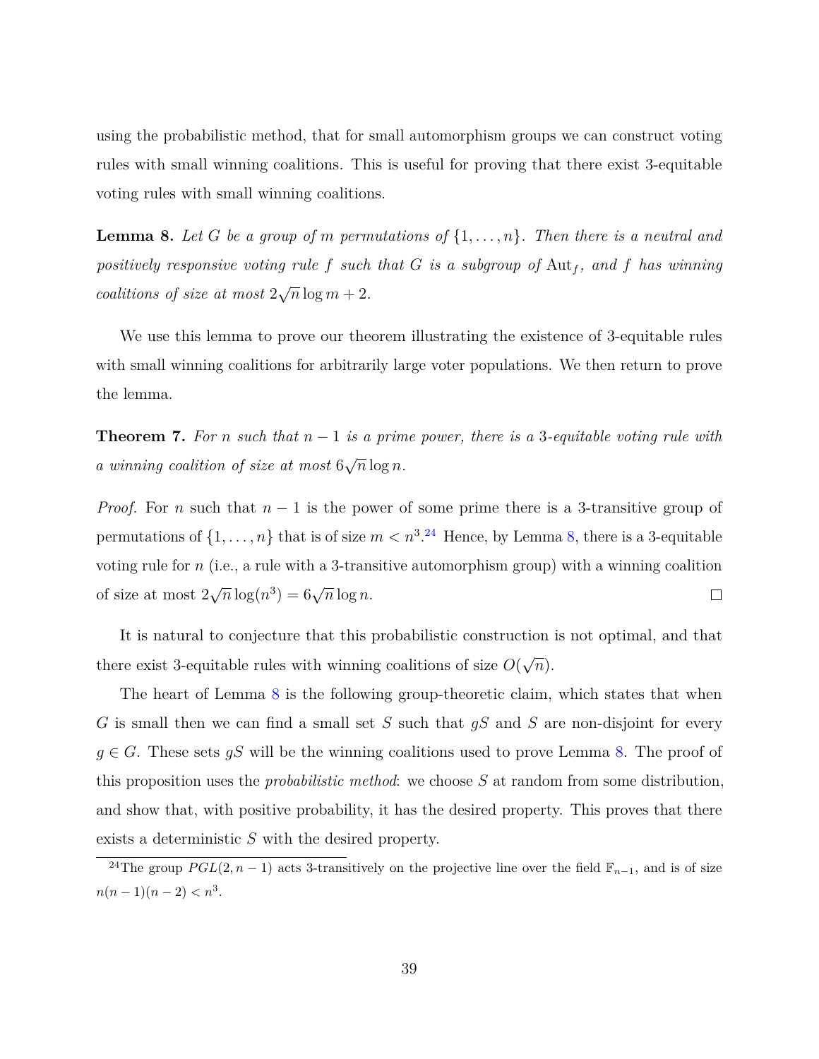using the probabilistic method, that for small automorphism groups we can construct voting rules with small winning coalitions. This is useful for proving that there exist 3-equitable voting rules with small winning coalitions.

**Lemma 8.** *Let $G$ be a group of $m$ permutations of $\{1, \ldots, n\}$. Then there is a neutral and positively responsive voting rule $f$ such that $G$ is a subgroup of $\mathrm{Aut}_f$, and $f$ has winning coalitions of size at most $2\sqrt{n}\log m + 2$.*

We use this lemma to prove our theorem illustrating the existence of 3-equitable rules with small winning coalitions for arbitrarily large voter populations. We then return to prove the lemma.

**Theorem 7.** *For $n$ such that $n-1$ is a prime power, there is a 3-equitable voting rule with a winning coalition of size at most $6\sqrt{n}\log n$.*

*Proof.* For $n$ such that $n-1$ is the power of some prime there is a 3-transitive group of permutations of $\{1, \ldots, n\}$ that is of size $m < n^3$.[24] Hence, by Lemma 8, there is a 3-equitable voting rule for $n$ (i.e., a rule with a 3-transitive automorphism group) with a winning coalition of size at most $2\sqrt{n}\log(n^3) = 6\sqrt{n}\log n$. □

It is natural to conjecture that this probabilistic construction is not optimal, and that there exist 3-equitable rules with winning coalitions of size $O(\sqrt{n})$.

The heart of Lemma 8 is the following group-theoretic claim, which states that when $G$ is small then we can find a small set $S$ such that $gS$ and $S$ are non-disjoint for every $g \in G$. These sets $gS$ will be the winning coalitions used to prove Lemma 8. The proof of this proposition uses the *probabilistic method*: we choose $S$ at random from some distribution, and show that, with positive probability, it has the desired property. This proves that there exists a deterministic $S$ with the desired property.

[24] The group $PGL(2, n-1)$ acts 3-transitively on the projective line over the field $\mathbb{F}_{n-1}$, and is of size $n(n-1)(n-2) < n^3$.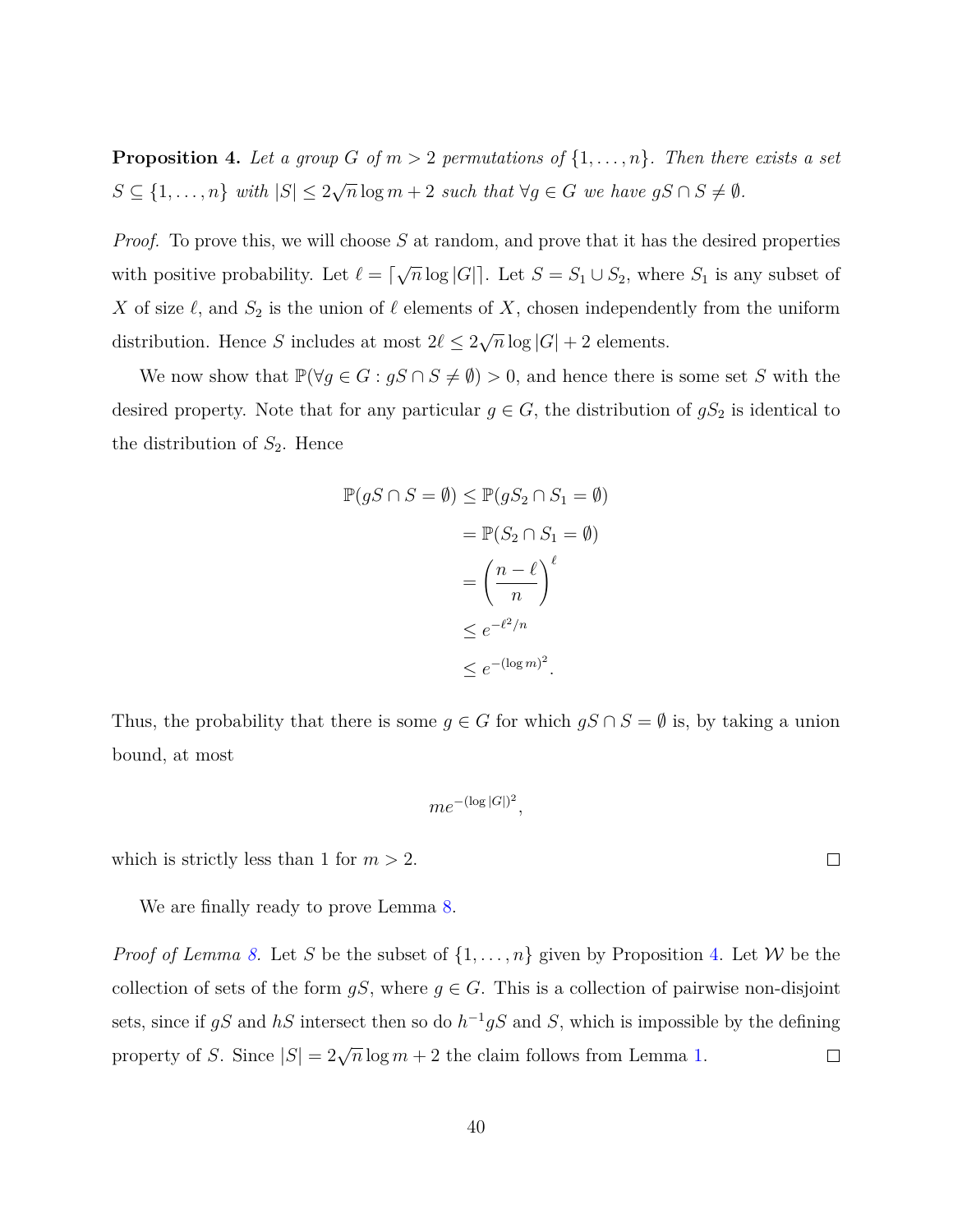**Proposition 4.** *Let a group $G$ of $m > 2$ permutations of $\{1, \ldots, n\}$. Then there exists a set $S \subseteq \{1, \ldots, n\}$ with $|S| \leq 2\sqrt{n} \log m + 2$ such that $\forall g \in G$ we have $gS \cap S \neq \emptyset$.*

*Proof.* To prove this, we will choose $S$ at random, and prove that it has the desired properties with positive probability. Let $\ell = \lceil \sqrt{n} \log |G| \rceil$. Let $S = S_1 \cup S_2$, where $S_1$ is any subset of $X$ of size $\ell$, and $S_2$ is the union of $\ell$ elements of $X$, chosen independently from the uniform distribution. Hence $S$ includes at most $2\ell \leq 2\sqrt{n} \log |G| + 2$ elements.

We now show that $\mathbb{P}(\forall g \in G : gS \cap S \neq \emptyset) > 0$, and hence there is some set $S$ with the desired property. Note that for any particular $g \in G$, the distribution of $gS_2$ is identical to the distribution of $S_2$. Hence

$$
\begin{aligned}
\mathbb{P}(gS \cap S = \emptyset) &\leq \mathbb{P}(gS_2 \cap S_1 = \emptyset) \\
&= \mathbb{P}(S_2 \cap S_1 = \emptyset) \\
&= \left( \frac{n - \ell}{n} \right)^{\ell} \\
&\leq e^{-\ell^2/n} \\
&\leq e^{-(\log m)^2}.
\end{aligned}
$$

Thus, the probability that there is some $g \in G$ for which $gS \cap S = \emptyset$ is, by taking a union bound, at most

$$
me^{-(\log |G|)^2},
$$

which is strictly less than 1 for $m > 2$. $\square$

We are finally ready to prove Lemma 8.

*Proof of Lemma 8.* Let $S$ be the subset of $\{1, \ldots, n\}$ given by Proposition 4. Let $\mathcal{W}$ be the collection of sets of the form $gS$, where $g \in G$. This is a collection of pairwise non-disjoint sets, since if $gS$ and $hS$ intersect then so do $h^{-1}gS$ and $S$, which is impossible by the defining property of $S$. Since $|S| = 2\sqrt{n} \log m + 2$ the claim follows from Lemma 1. $\square$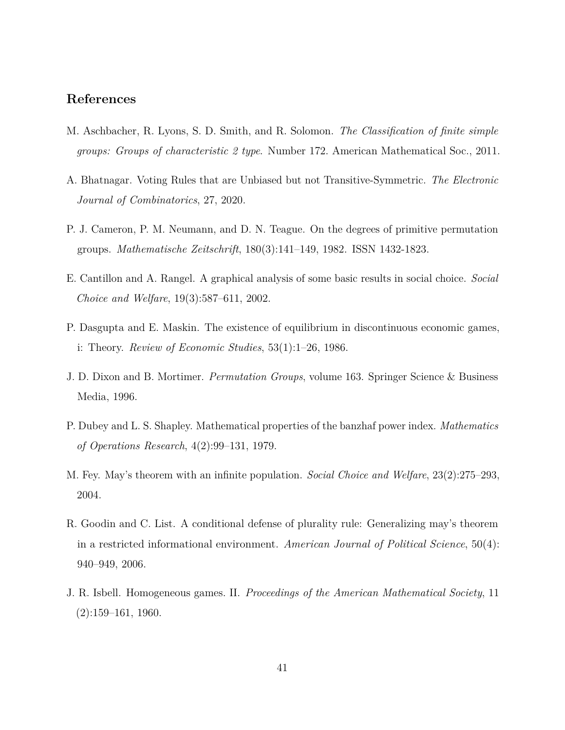## References

M. Aschbacher, R. Lyons, S. D. Smith, and R. Solomon. *The Classification of finite simple groups: Groups of characteristic 2 type*. Number 172. American Mathematical Soc., 2011.

A. Bhatnagar. Voting Rules that are Unbiased but not Transitive-Symmetric. *The Electronic Journal of Combinatorics*, 27, 2020.

P. J. Cameron, P. M. Neumann, and D. N. Teague. On the degrees of primitive permutation groups. *Mathematische Zeitschrift*, 180(3):141–149, 1982. ISSN 1432-1823.

E. Cantillon and A. Rangel. A graphical analysis of some basic results in social choice. *Social Choice and Welfare*, 19(3):587–611, 2002.

P. Dasgupta and E. Maskin. The existence of equilibrium in discontinuous economic games, i: Theory. *Review of Economic Studies*, 53(1):1–26, 1986.

J. D. Dixon and B. Mortimer. *Permutation Groups*, volume 163. Springer Science & Business Media, 1996.

P. Dubey and L. S. Shapley. Mathematical properties of the banzhaf power index. *Mathematics of Operations Research*, 4(2):99–131, 1979.

M. Fey. May's theorem with an infinite population. *Social Choice and Welfare*, 23(2):275–293, 2004.

R. Goodin and C. List. A conditional defense of plurality rule: Generalizing may's theorem in a restricted informational environment. *American Journal of Political Science*, 50(4): 940–949, 2006.

J. R. Isbell. Homogeneous games. II. *Proceedings of the American Mathematical Society*, 11 (2):159–161, 1960.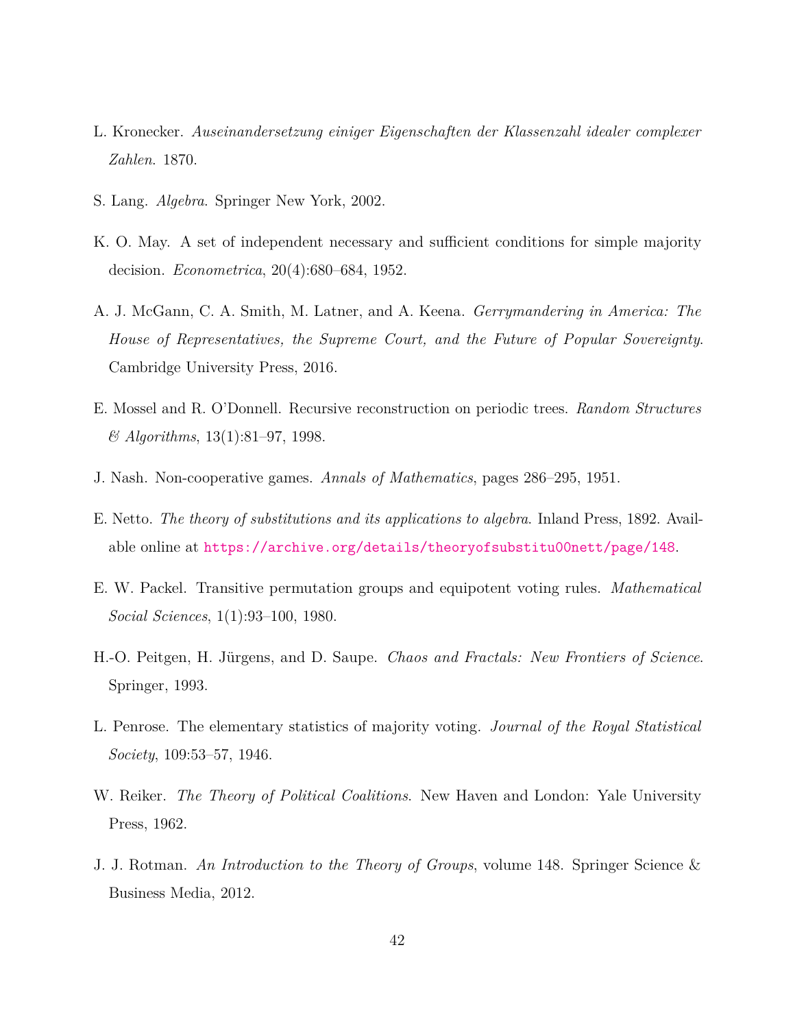L. Kronecker. *Auseinandersetzung einiger Eigenschaften der Klassenzahl idealer complexer Zahlen*. 1870.

S. Lang. *Algebra*. Springer New York, 2002.

K. O. May. A set of independent necessary and sufficient conditions for simple majority decision. *Econometrica*, 20(4):680–684, 1952.

A. J. McGann, C. A. Smith, M. Latner, and A. Keena. *Gerrymandering in America: The House of Representatives, the Supreme Court, and the Future of Popular Sovereignty*. Cambridge University Press, 2016.

E. Mossel and R. O'Donnell. Recursive reconstruction on periodic trees. *Random Structures & Algorithms*, 13(1):81–97, 1998.

J. Nash. Non-cooperative games. *Annals of Mathematics*, pages 286–295, 1951.

E. Netto. *The theory of substitutions and its applications to algebra*. Inland Press, 1892. Available online at https://archive.org/details/theoryofsubstitu00nett/page/148.

E. W. Packel. Transitive permutation groups and equipotent voting rules. *Mathematical Social Sciences*, 1(1):93–100, 1980.

H.-O. Peitgen, H. Jürgens, and D. Saupe. *Chaos and Fractals: New Frontiers of Science*. Springer, 1993.

L. Penrose. The elementary statistics of majority voting. *Journal of the Royal Statistical Society*, 109:53–57, 1946.

W. Reiker. *The Theory of Political Coalitions*. New Haven and London: Yale University Press, 1962.

J. J. Rotman. *An Introduction to the Theory of Groups*, volume 148. Springer Science & Business Media, 2012.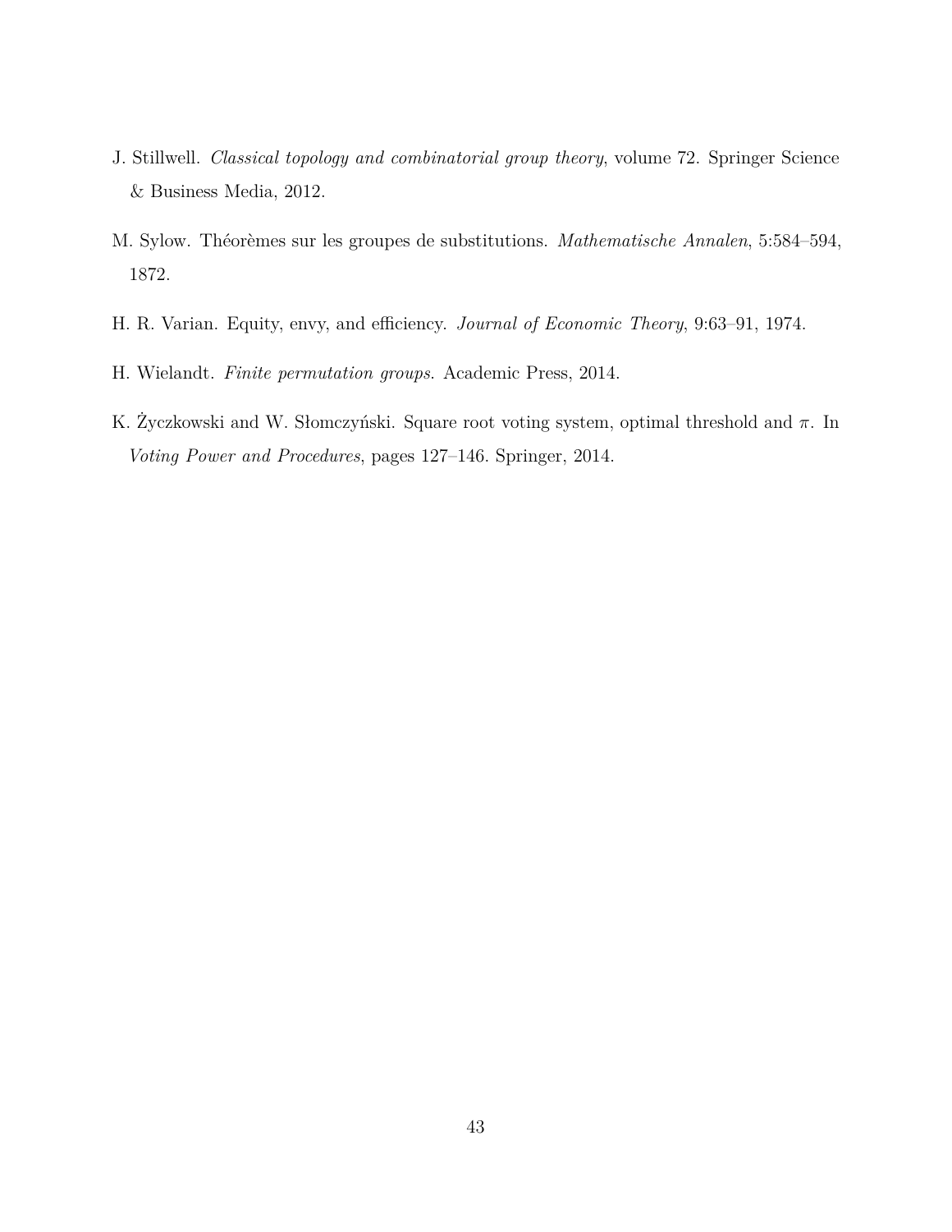J. Stillwell. *Classical topology and combinatorial group theory*, volume 72. Springer Science & Business Media, 2012.

M. Sylow. Théorèmes sur les groupes de substitutions. *Mathematische Annalen*, 5:584–594, 1872.

H. R. Varian. Equity, envy, and efficiency. *Journal of Economic Theory*, 9:63–91, 1974.

H. Wielandt. *Finite permutation groups*. Academic Press, 2014.

K. Życzkowski and W. Słomczyński. Square root voting system, optimal threshold and $\pi$. In *Voting Power and Procedures*, pages 127–146. Springer, 2014.